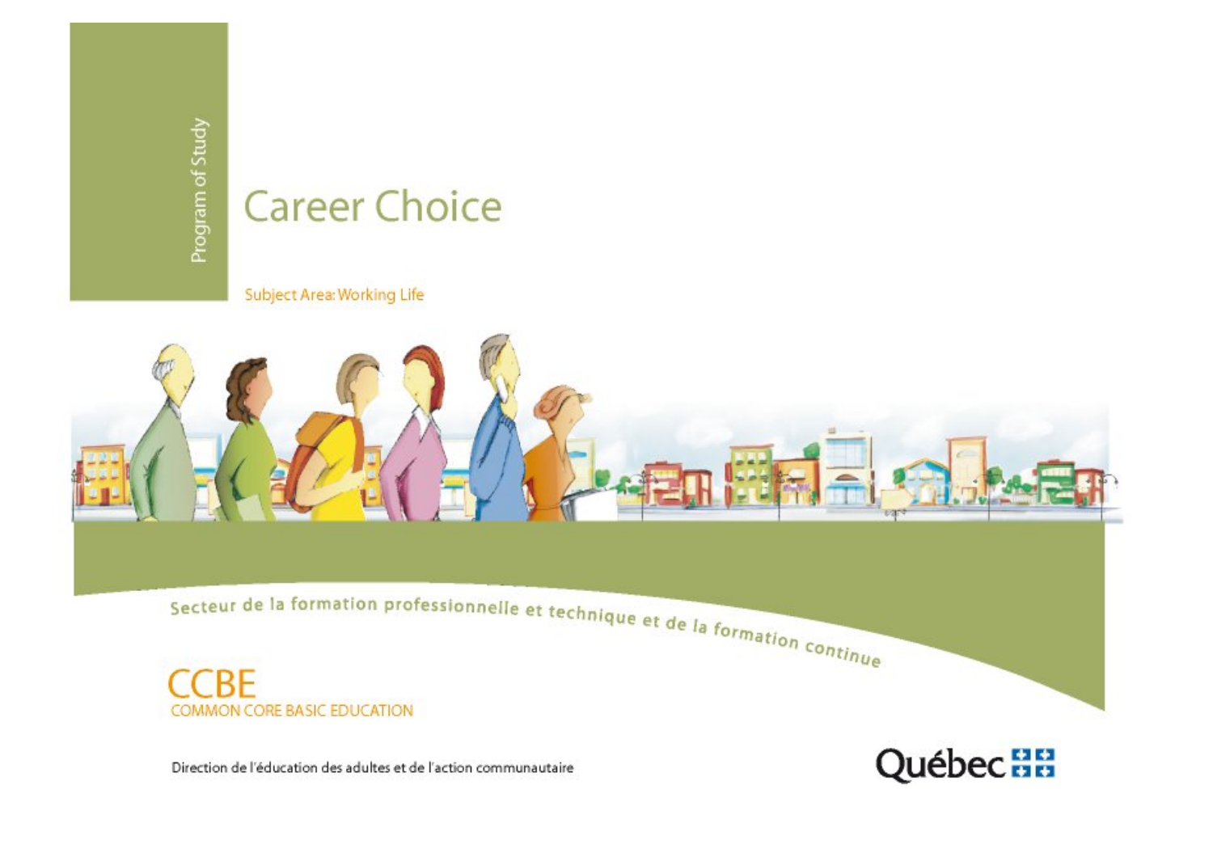Program of Study

# Career Choice

Subject Area: Working Life

Secteur de la formation professionnelle et technique et de la formation continue

**CCBE**
COMMON CORE BASIC EDUCATION

Direction de l'éducation des adultes et de l'action communautaire

Québec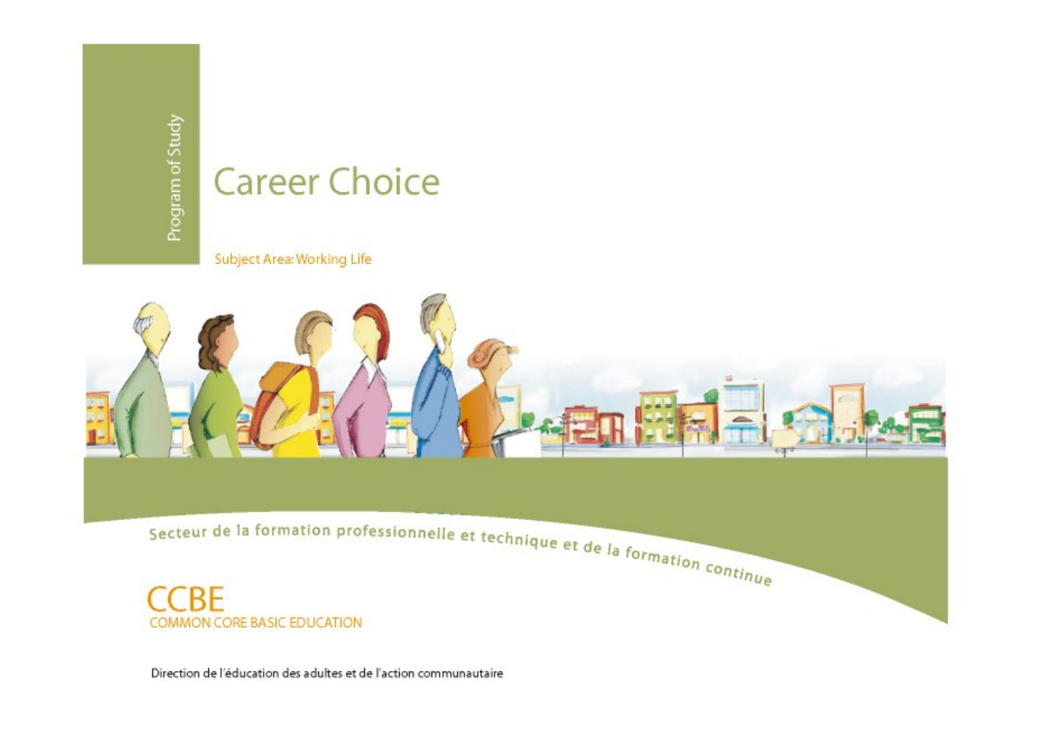Program of Study

# Career Choice

Subject Area: Working Life

Secteur de la formation professionnelle et technique et de la formation continue

CCBE

COMMON CORE BASIC EDUCATION

Direction de l'éducation des adultes et de l'action communautaire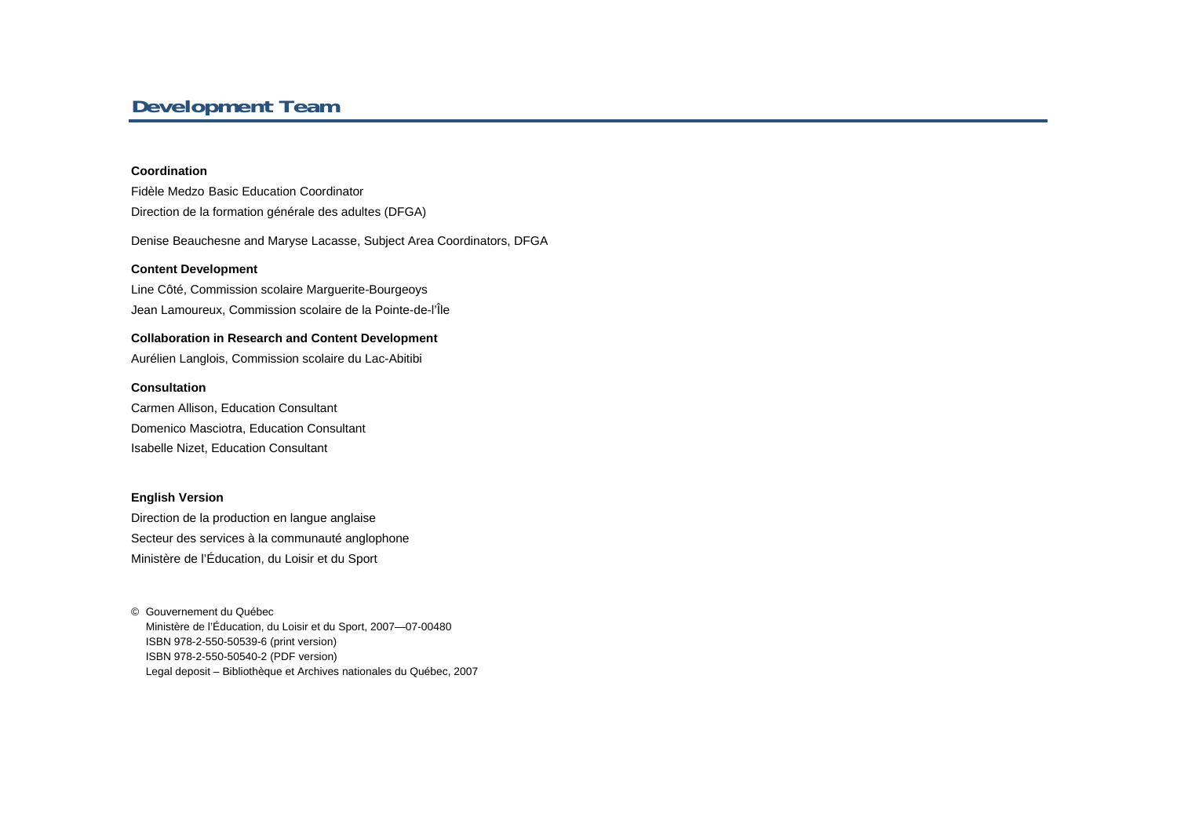## Development Team

**Coordination**

Fidèle Medzo Basic Education Coordinator
Direction de la formation générale des adultes (DFGA)

Denise Beauchesne and Maryse Lacasse, Subject Area Coordinators, DFGA

**Content Development**

Line Côté, Commission scolaire Marguerite-Bourgeoys
Jean Lamoureux, Commission scolaire de la Pointe-de-l'Île

**Collaboration in Research and Content Development**

Aurélien Langlois, Commission scolaire du Lac-Abitibi

**Consultation**

Carmen Allison, Education Consultant
Domenico Masciotra, Education Consultant
Isabelle Nizet, Education Consultant

**English Version**

Direction de la production en langue anglaise
Secteur des services à la communauté anglophone
Ministère de l'Éducation, du Loisir et du Sport

© Gouvernement du Québec
Ministère de l'Éducation, du Loisir et du Sport, 2007—07-00480
ISBN 978-2-550-50539-6 (print version)
ISBN 978-2-550-50540-2 (PDF version)
Legal deposit – Bibliothèque et Archives nationales du Québec, 2007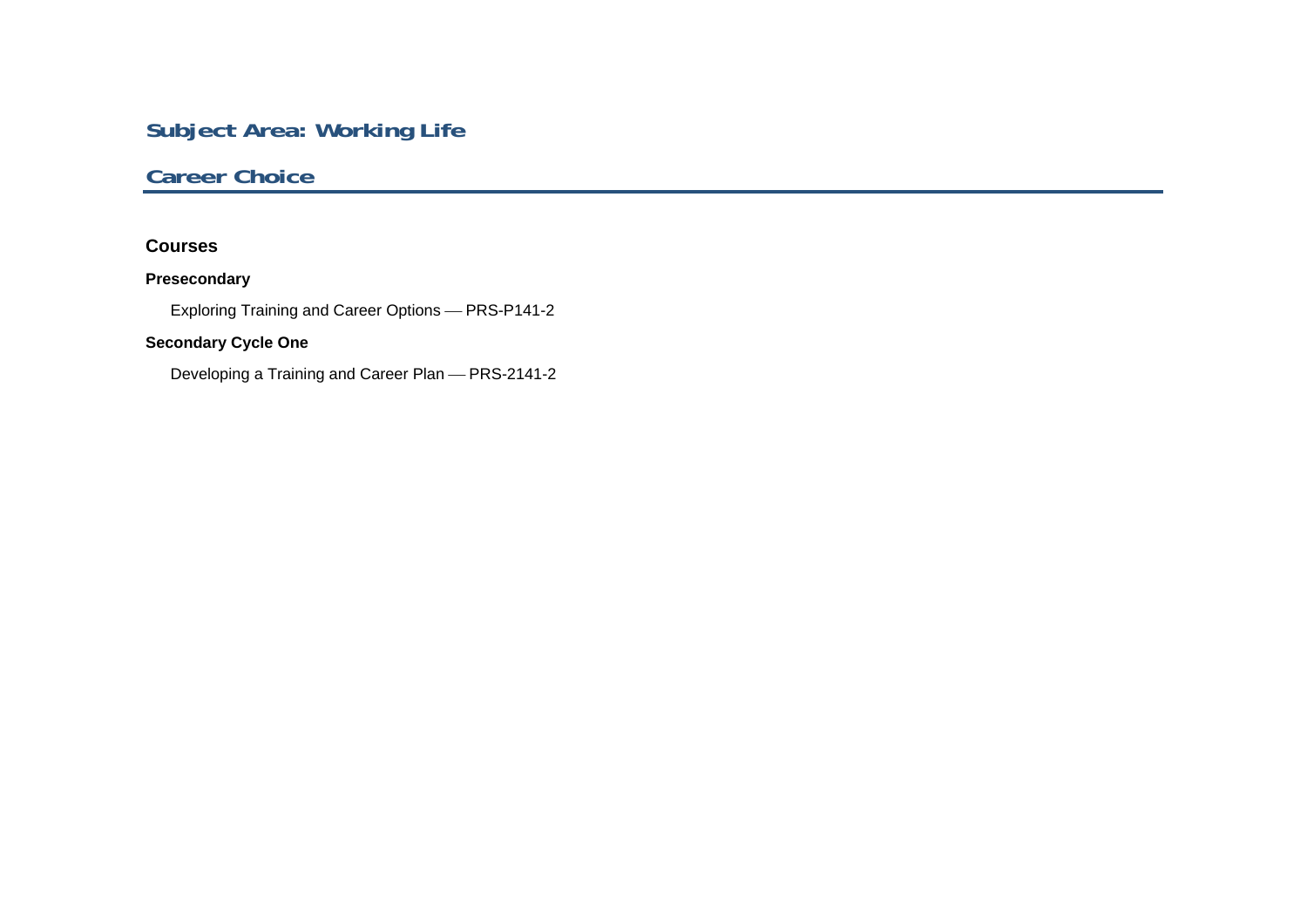# Subject Area: Working Life

## Career Choice

### Courses

#### Presecondary

Exploring Training and Career Options — PRS-P141-2

#### Secondary Cycle One

Developing a Training and Career Plan — PRS-2141-2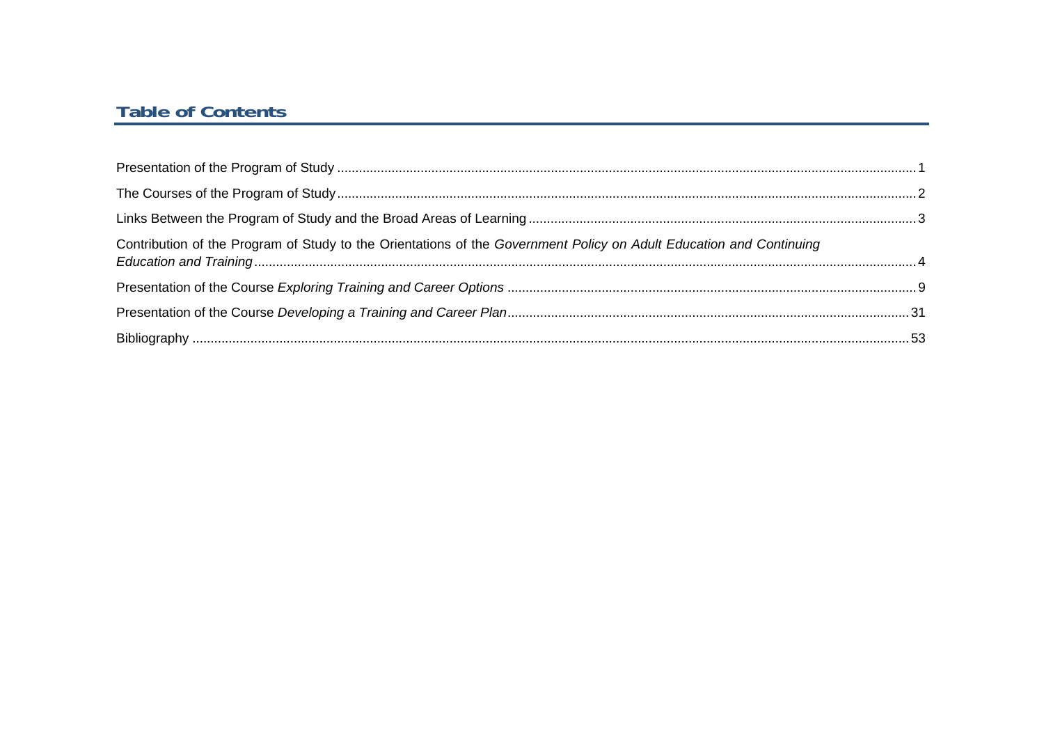## Table of Contents

Presentation of the Program of Study ..... 1

The Courses of the Program of Study ..... 2

Links Between the Program of Study and the Broad Areas of Learning ..... 3

Contribution of the Program of Study to the Orientations of the *Government Policy on Adult Education and Continuing Education and Training* ..... 4

Presentation of the Course *Exploring Training and Career Options* ..... 9

Presentation of the Course *Developing a Training and Career Plan* ..... 31

Bibliography ..... 53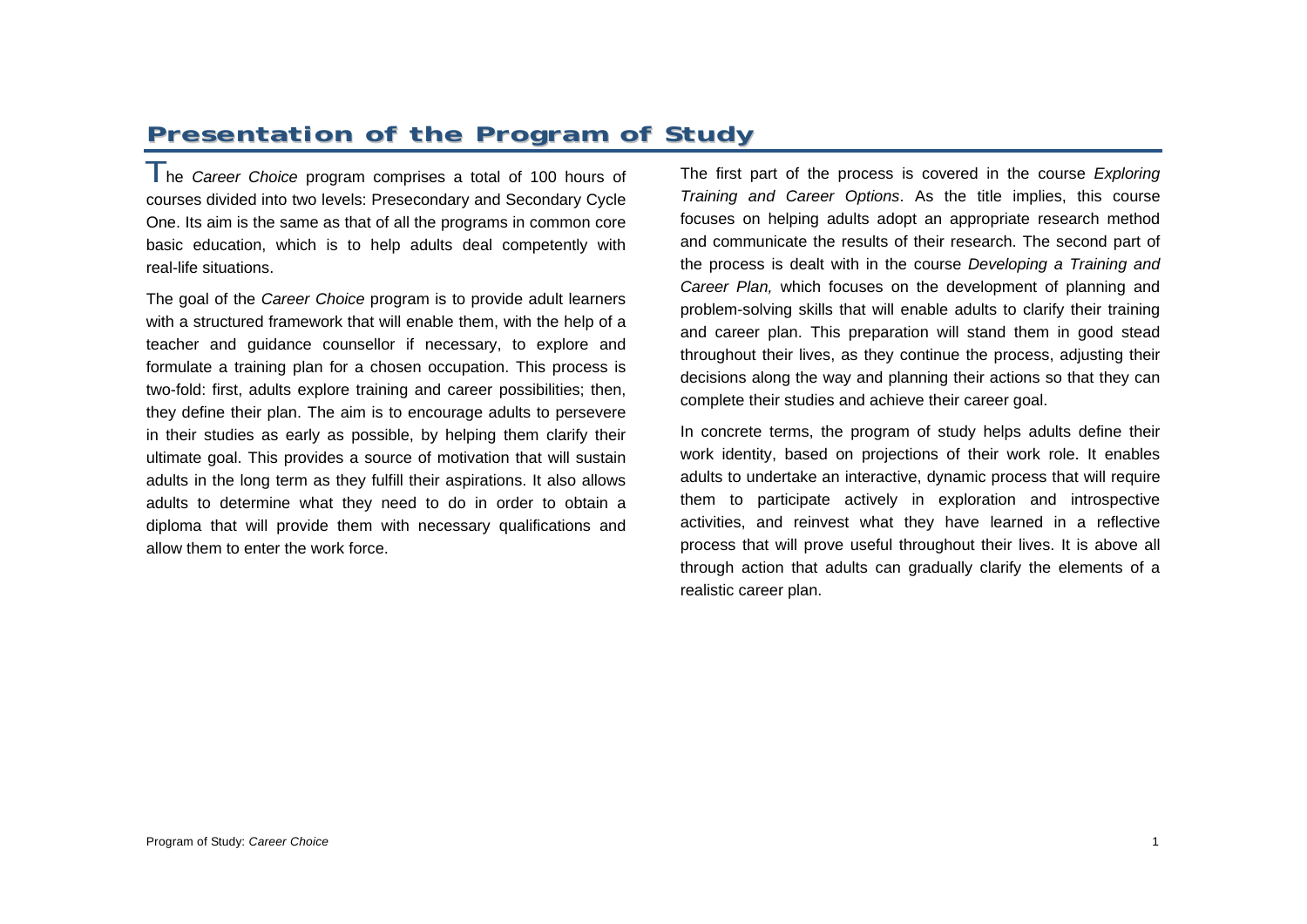# Presentation of the Program of Study

The *Career Choice* program comprises a total of 100 hours of courses divided into two levels: Presecondary and Secondary Cycle One. Its aim is the same as that of all the programs in common core basic education, which is to help adults deal competently with real-life situations.

The goal of the *Career Choice* program is to provide adult learners with a structured framework that will enable them, with the help of a teacher and guidance counsellor if necessary, to explore and formulate a training plan for a chosen occupation. This process is two-fold: first, adults explore training and career possibilities; then, they define their plan. The aim is to encourage adults to persevere in their studies as early as possible, by helping them clarify their ultimate goal. This provides a source of motivation that will sustain adults in the long term as they fulfill their aspirations. It also allows adults to determine what they need to do in order to obtain a diploma that will provide them with necessary qualifications and allow them to enter the work force.

The first part of the process is covered in the course *Exploring Training and Career Options*. As the title implies, this course focuses on helping adults adopt an appropriate research method and communicate the results of their research. The second part of the process is dealt with in the course *Developing a Training and Career Plan,* which focuses on the development of planning and problem-solving skills that will enable adults to clarify their training and career plan. This preparation will stand them in good stead throughout their lives, as they continue the process, adjusting their decisions along the way and planning their actions so that they can complete their studies and achieve their career goal.

In concrete terms, the program of study helps adults define their work identity, based on projections of their work role. It enables adults to undertake an interactive, dynamic process that will require them to participate actively in exploration and introspective activities, and reinvest what they have learned in a reflective process that will prove useful throughout their lives. It is above all through action that adults can gradually clarify the elements of a realistic career plan.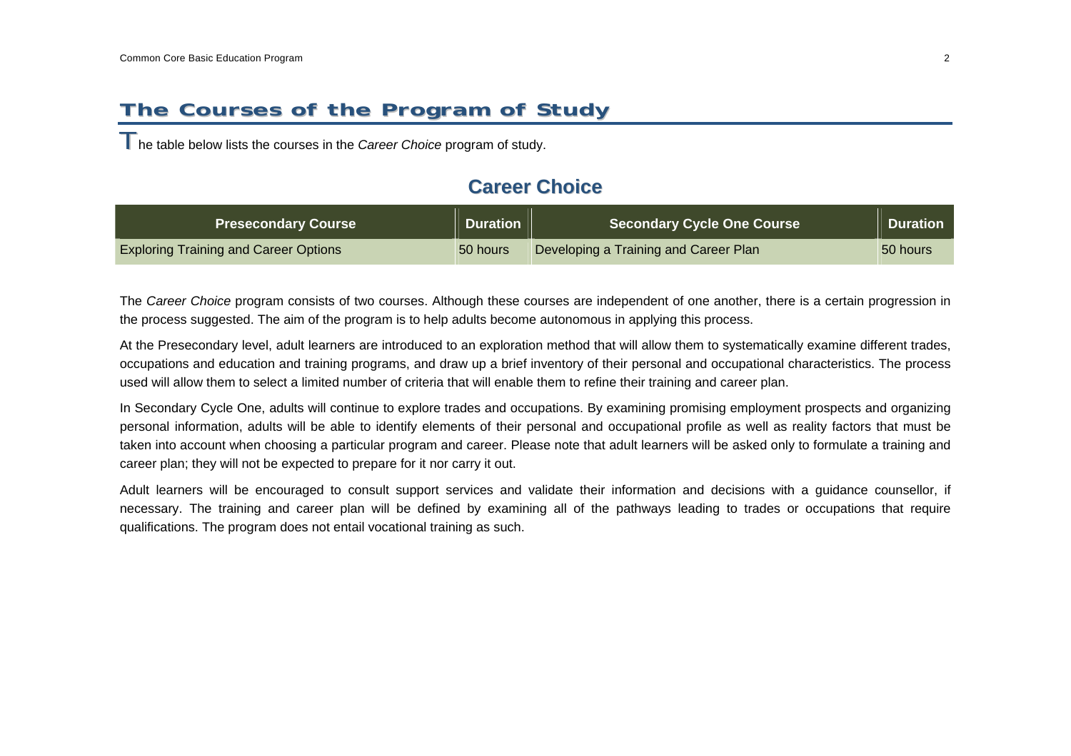## The Courses of the Program of Study

The table below lists the courses in the *Career Choice* program of study.

### Career Choice

| Presecondary Course | Duration | Secondary Cycle One Course | Duration |
|---|---|---|---|
| Exploring Training and Career Options | 50 hours | Developing a Training and Career Plan | 50 hours |

The *Career Choice* program consists of two courses. Although these courses are independent of one another, there is a certain progression in the process suggested. The aim of the program is to help adults become autonomous in applying this process.

At the Presecondary level, adult learners are introduced to an exploration method that will allow them to systematically examine different trades, occupations and education and training programs, and draw up a brief inventory of their personal and occupational characteristics. The process used will allow them to select a limited number of criteria that will enable them to refine their training and career plan.

In Secondary Cycle One, adults will continue to explore trades and occupations. By examining promising employment prospects and organizing personal information, adults will be able to identify elements of their personal and occupational profile as well as reality factors that must be taken into account when choosing a particular program and career. Please note that adult learners will be asked only to formulate a training and career plan; they will not be expected to prepare for it nor carry it out.

Adult learners will be encouraged to consult support services and validate their information and decisions with a guidance counsellor, if necessary. The training and career plan will be defined by examining all of the pathways leading to trades or occupations that require qualifications. The program does not entail vocational training as such.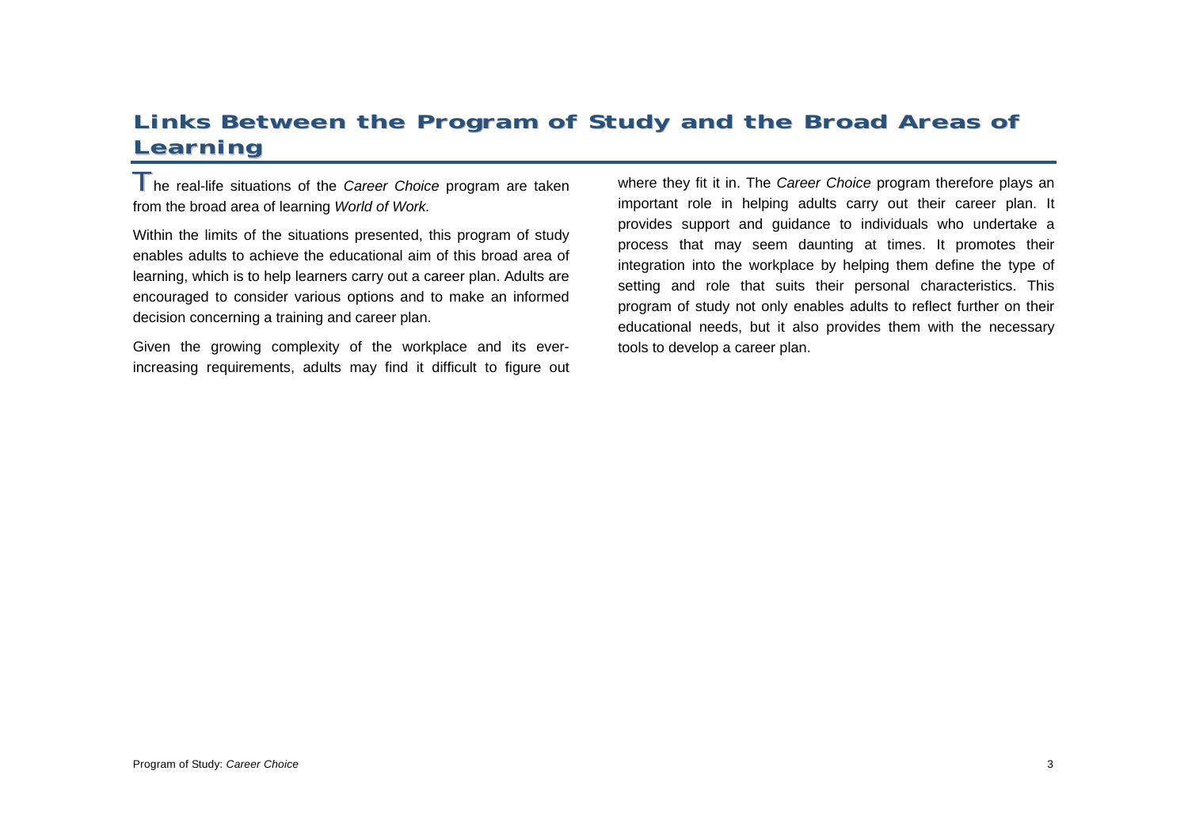## Links Between the Program of Study and the Broad Areas of Learning

The real-life situations of the *Career Choice* program are taken from the broad area of learning *World of Work.*

Within the limits of the situations presented, this program of study enables adults to achieve the educational aim of this broad area of learning, which is to help learners carry out a career plan. Adults are encouraged to consider various options and to make an informed decision concerning a training and career plan.

Given the growing complexity of the workplace and its ever-increasing requirements, adults may find it difficult to figure out where they fit it in. The *Career Choice* program therefore plays an important role in helping adults carry out their career plan. It provides support and guidance to individuals who undertake a process that may seem daunting at times. It promotes their integration into the workplace by helping them define the type of setting and role that suits their personal characteristics. This program of study not only enables adults to reflect further on their educational needs, but it also provides them with the necessary tools to develop a career plan.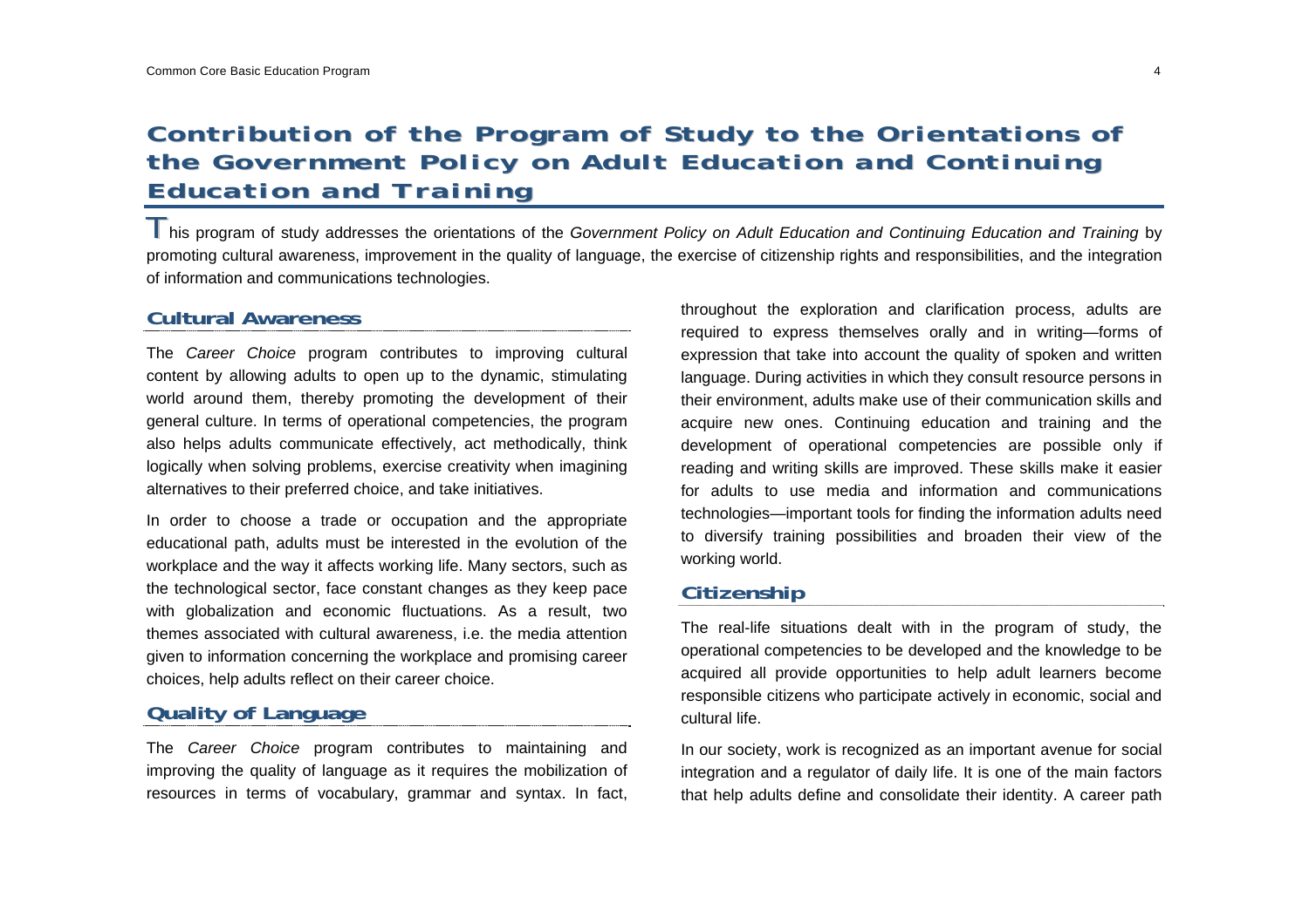# Contribution of the Program of Study to the Orientations of the Government Policy on Adult Education and Continuing Education and Training

This program of study addresses the orientations of the *Government Policy on Adult Education and Continuing Education and Training* by promoting cultural awareness, improvement in the quality of language, the exercise of citizenship rights and responsibilities, and the integration of information and communications technologies.

## Cultural Awareness

The *Career Choice* program contributes to improving cultural content by allowing adults to open up to the dynamic, stimulating world around them, thereby promoting the development of their general culture. In terms of operational competencies, the program also helps adults communicate effectively, act methodically, think logically when solving problems, exercise creativity when imagining alternatives to their preferred choice, and take initiatives.

In order to choose a trade or occupation and the appropriate educational path, adults must be interested in the evolution of the workplace and the way it affects working life. Many sectors, such as the technological sector, face constant changes as they keep pace with globalization and economic fluctuations. As a result, two themes associated with cultural awareness, i.e. the media attention given to information concerning the workplace and promising career choices, help adults reflect on their career choice.

## Quality of Language

The *Career Choice* program contributes to maintaining and improving the quality of language as it requires the mobilization of resources in terms of vocabulary, grammar and syntax. In fact, throughout the exploration and clarification process, adults are required to express themselves orally and in writing—forms of expression that take into account the quality of spoken and written language. During activities in which they consult resource persons in their environment, adults make use of their communication skills and acquire new ones. Continuing education and training and the development of operational competencies are possible only if reading and writing skills are improved. These skills make it easier for adults to use media and information and communications technologies—important tools for finding the information adults need to diversify training possibilities and broaden their view of the working world.

## Citizenship

The real-life situations dealt with in the program of study, the operational competencies to be developed and the knowledge to be acquired all provide opportunities to help adult learners become responsible citizens who participate actively in economic, social and cultural life.

In our society, work is recognized as an important avenue for social integration and a regulator of daily life. It is one of the main factors that help adults define and consolidate their identity. A career path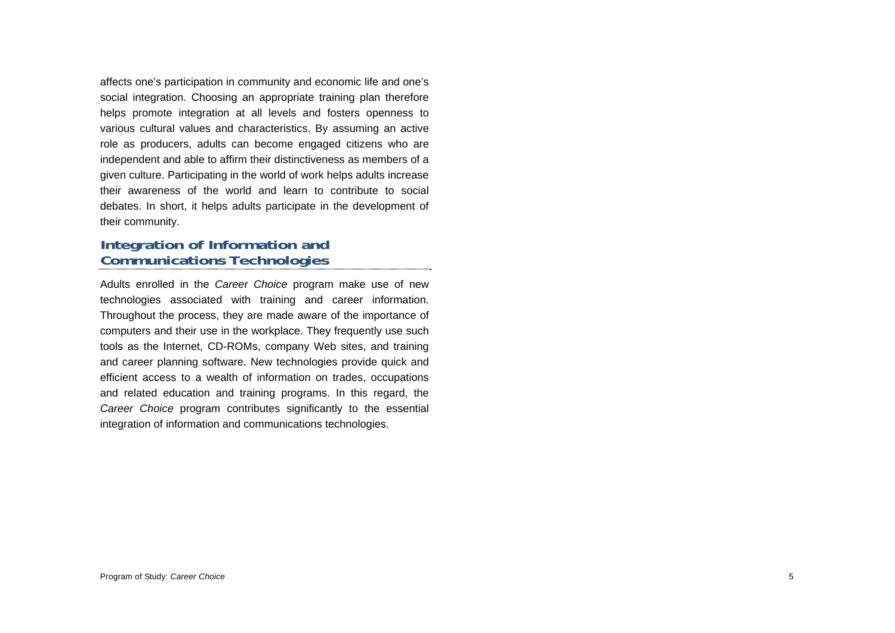affects one's participation in community and economic life and one's social integration. Choosing an appropriate training plan therefore helps promote integration at all levels and fosters openness to various cultural values and characteristics. By assuming an active role as producers, adults can become engaged citizens who are independent and able to affirm their distinctiveness as members of a given culture. Participating in the world of work helps adults increase their awareness of the world and learn to contribute to social debates. In short, it helps adults participate in the development of their community.

## Integration of Information and Communications Technologies

Adults enrolled in the *Career Choice* program make use of new technologies associated with training and career information. Throughout the process, they are made aware of the importance of computers and their use in the workplace. They frequently use such tools as the Internet, CD-ROMs, company Web sites, and training and career planning software. New technologies provide quick and efficient access to a wealth of information on trades, occupations and related education and training programs. In this regard, the *Career Choice* program contributes significantly to the essential integration of information and communications technologies.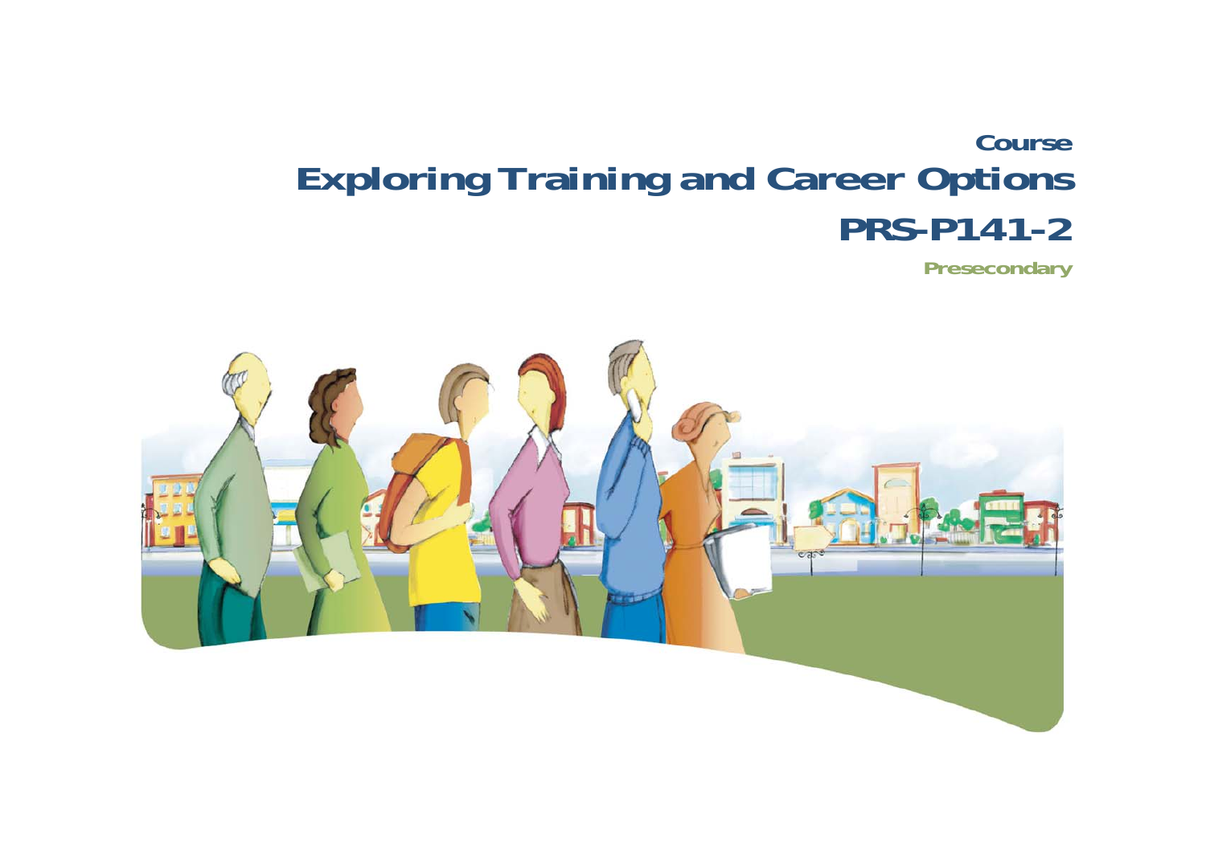Course

# Exploring Training and Career Options

## PRS-P141-2

**Presecondary**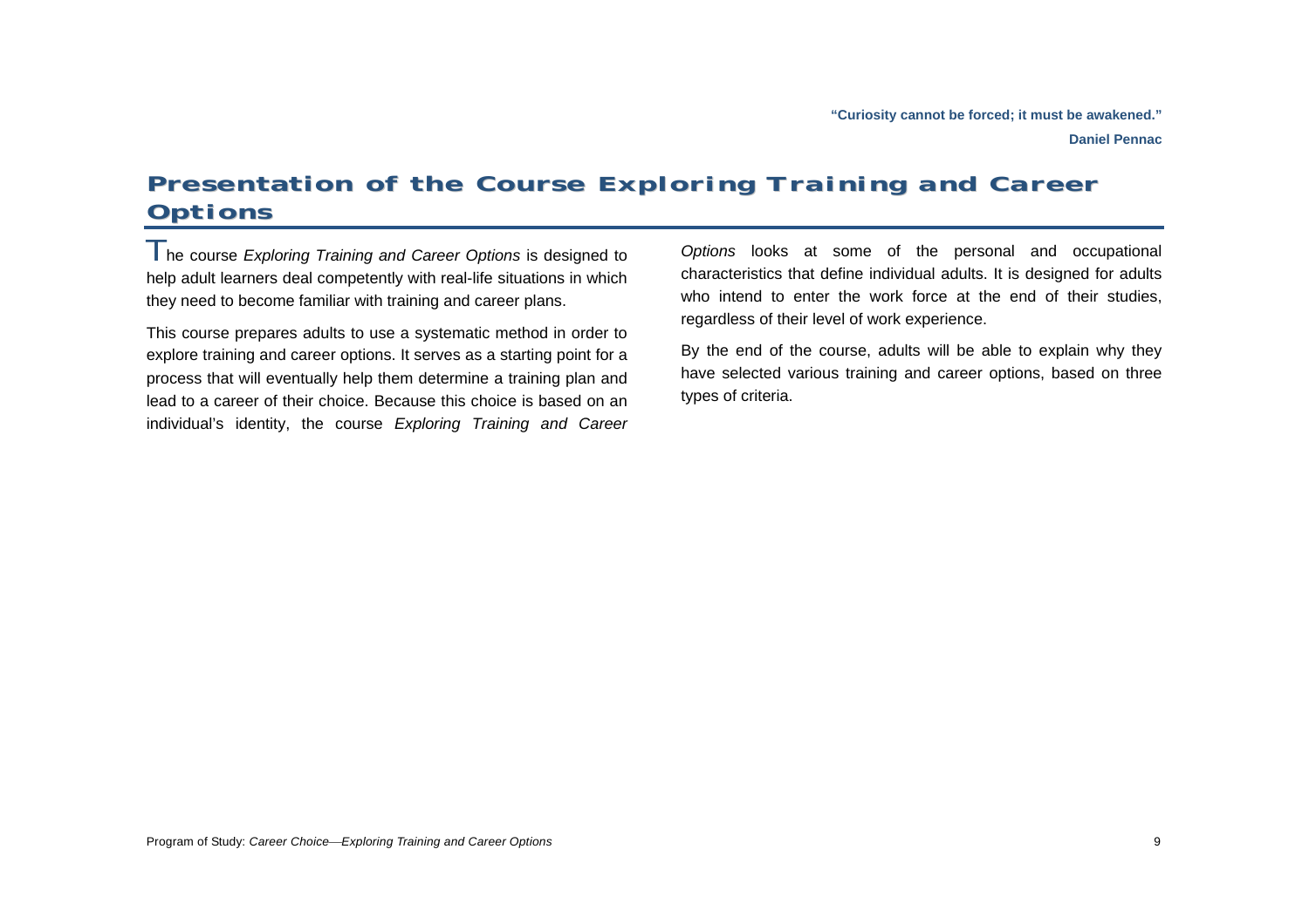**"Curiosity cannot be forced; it must be awakened."**

**Daniel Pennac**

# Presentation of the Course Exploring Training and Career Options

The course *Exploring Training and Career Options* is designed to help adult learners deal competently with real-life situations in which they need to become familiar with training and career plans.

This course prepares adults to use a systematic method in order to explore training and career options. It serves as a starting point for a process that will eventually help them determine a training plan and lead to a career of their choice. Because this choice is based on an individual's identity, the course *Exploring Training and Career Options* looks at some of the personal and occupational characteristics that define individual adults. It is designed for adults who intend to enter the work force at the end of their studies, regardless of their level of work experience.

By the end of the course, adults will be able to explain why they have selected various training and career options, based on three types of criteria.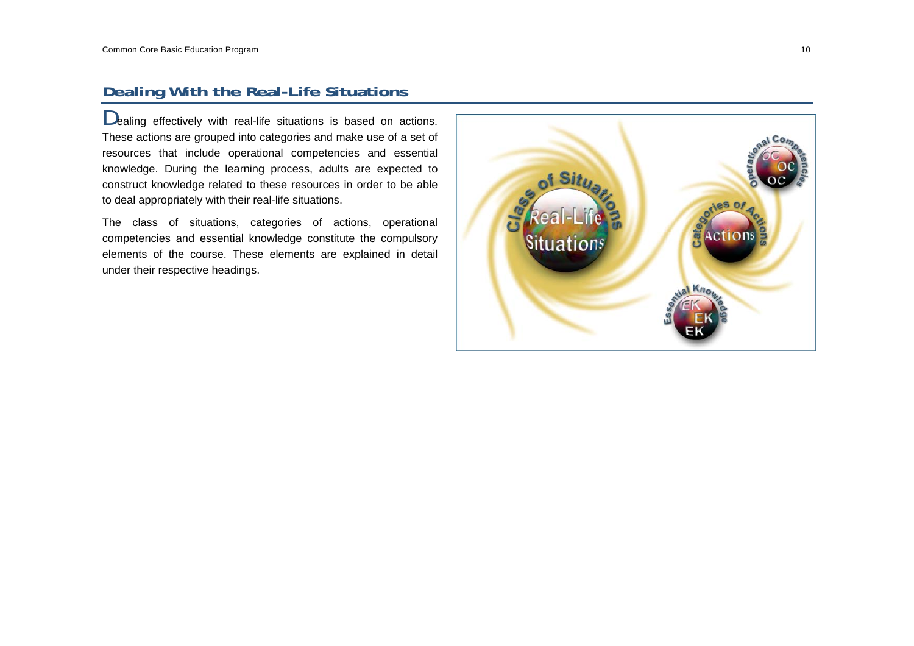## Dealing With the Real-Life Situations

Dealing effectively with real-life situations is based on actions. These actions are grouped into categories and make use of a set of resources that include operational competencies and essential knowledge. During the learning process, adults are expected to construct knowledge related to these resources in order to be able to deal appropriately with their real-life situations.

The class of situations, categories of actions, operational competencies and essential knowledge constitute the compulsory elements of the course. These elements are explained in detail under their respective headings.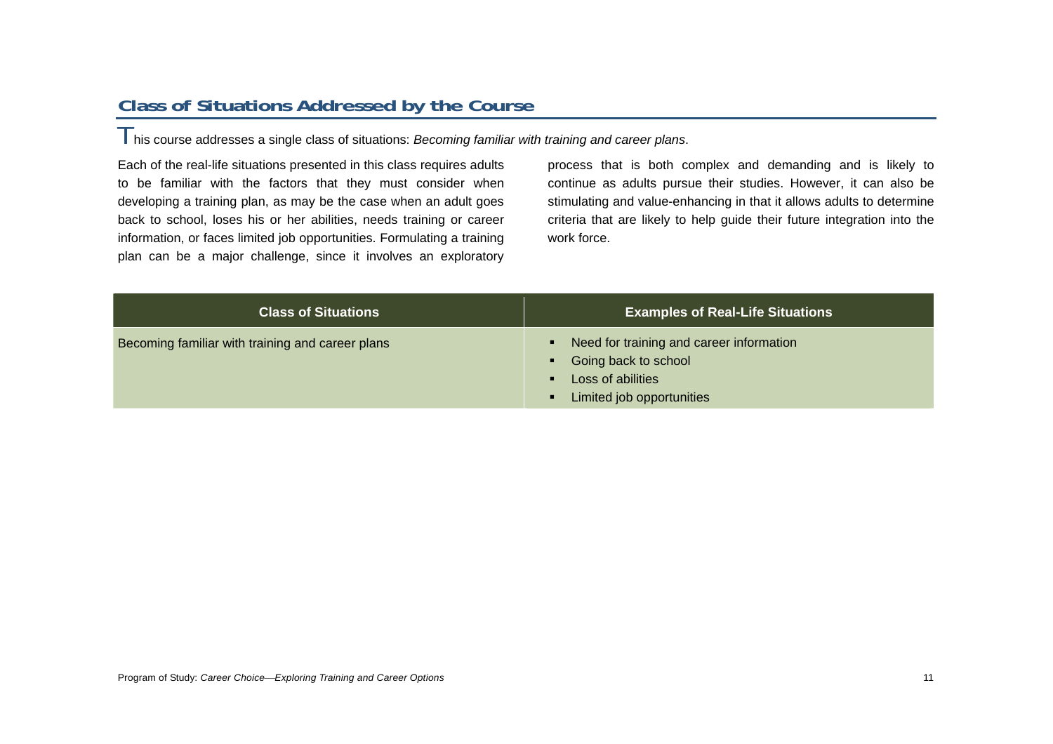## Class of Situations Addressed by the Course

This course addresses a single class of situations: *Becoming familiar with training and career plans*.

Each of the real-life situations presented in this class requires adults to be familiar with the factors that they must consider when developing a training plan, as may be the case when an adult goes back to school, loses his or her abilities, needs training or career information, or faces limited job opportunities. Formulating a training plan can be a major challenge, since it involves an exploratory process that is both complex and demanding and is likely to continue as adults pursue their studies. However, it can also be stimulating and value-enhancing in that it allows adults to determine criteria that are likely to help guide their future integration into the work force.

| Class of Situations | Examples of Real-Life Situations |
| --- | --- |
| Becoming familiar with training and career plans | ▪ Need for training and career information<br>▪ Going back to school<br>▪ Loss of abilities<br>▪ Limited job opportunities |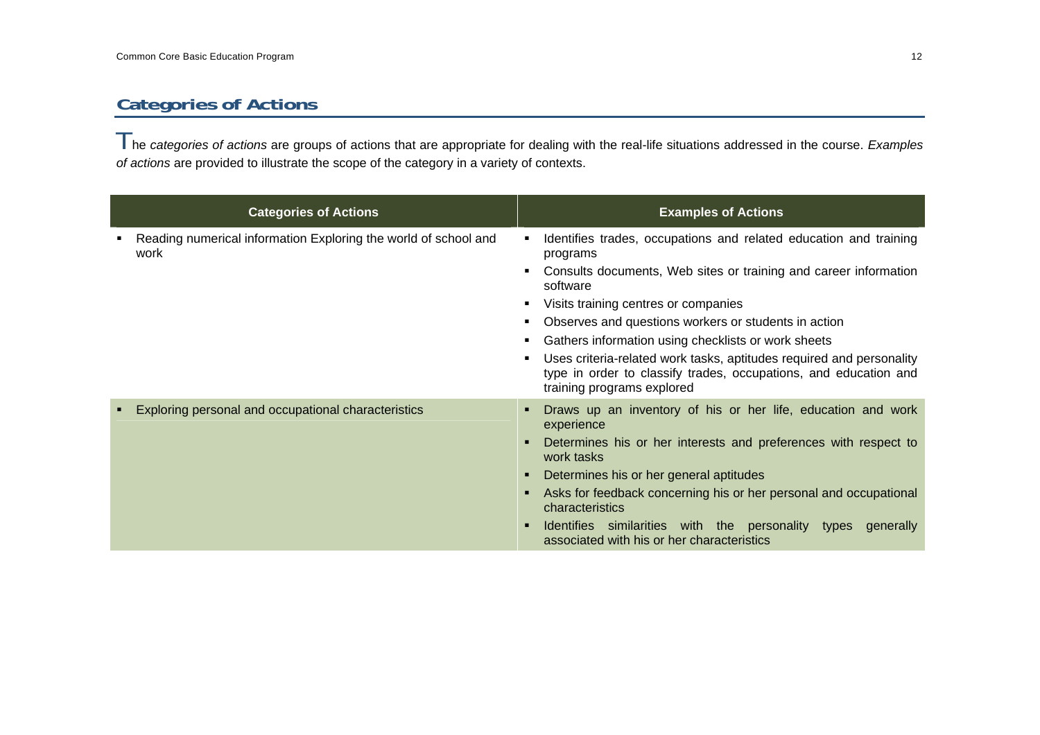## Categories of Actions

The *categories of actions* are groups of actions that are appropriate for dealing with the real-life situations addressed in the course. *Examples of actions* are provided to illustrate the scope of the category in a variety of contexts.

| Categories of Actions | Examples of Actions |
|---|---|
| ▪ Reading numerical information Exploring the world of school and work | ▪ Identifies trades, occupations and related education and training programs<br>▪ Consults documents, Web sites or training and career information software<br>▪ Visits training centres or companies<br>▪ Observes and questions workers or students in action<br>▪ Gathers information using checklists or work sheets<br>▪ Uses criteria-related work tasks, aptitudes required and personality type in order to classify trades, occupations, and education and training programs explored |
| ▪ Exploring personal and occupational characteristics | ▪ Draws up an inventory of his or her life, education and work experience<br>▪ Determines his or her interests and preferences with respect to work tasks<br>▪ Determines his or her general aptitudes<br>▪ Asks for feedback concerning his or her personal and occupational characteristics<br>▪ Identifies similarities with the personality types generally associated with his or her characteristics |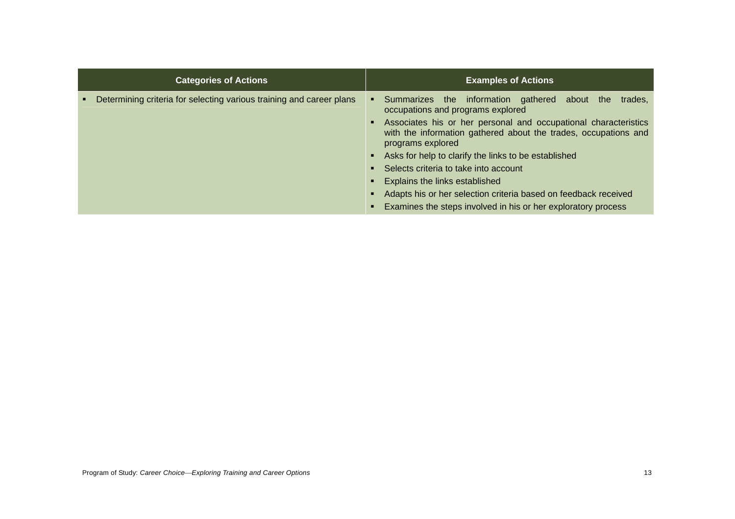| Categories of Actions | Examples of Actions |
|---|---|
| ▪ Determining criteria for selecting various training and career plans | ▪ Summarizes the information gathered about the trades, occupations and programs explored<br>▪ Associates his or her personal and occupational characteristics with the information gathered about the trades, occupations and programs explored<br>▪ Asks for help to clarify the links to be established<br>▪ Selects criteria to take into account<br>▪ Explains the links established<br>▪ Adapts his or her selection criteria based on feedback received<br>▪ Examines the steps involved in his or her exploratory process |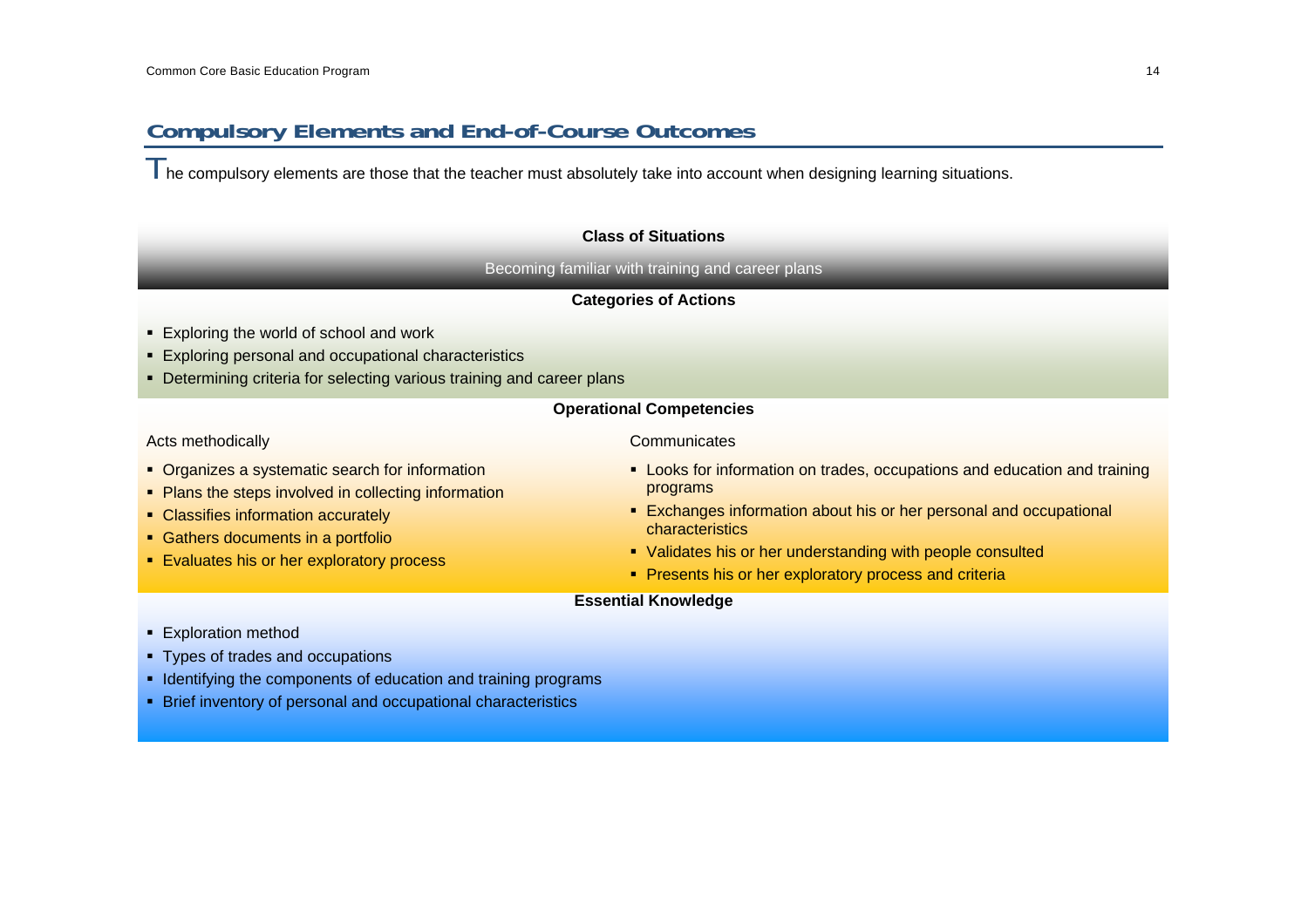## Compulsory Elements and End-of-Course Outcomes

The compulsory elements are those that the teacher must absolutely take into account when designing learning situations.

**Class of Situations**

Becoming familiar with training and career plans

**Categories of Actions**

- Exploring the world of school and work
- Exploring personal and occupational characteristics
- Determining criteria for selecting various training and career plans

**Operational Competencies**

Acts methodically

- Organizes a systematic search for information
- Plans the steps involved in collecting information
- Classifies information accurately
- Gathers documents in a portfolio
- Evaluates his or her exploratory process

Communicates

- Looks for information on trades, occupations and education and training programs
- Exchanges information about his or her personal and occupational characteristics
- Validates his or her understanding with people consulted
- Presents his or her exploratory process and criteria

**Essential Knowledge**

- Exploration method
- Types of trades and occupations
- Identifying the components of education and training programs
- Brief inventory of personal and occupational characteristics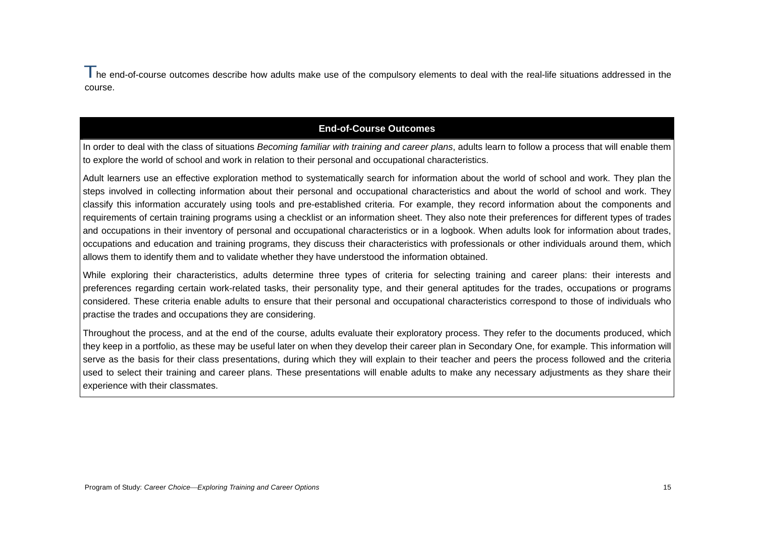The end-of-course outcomes describe how adults make use of the compulsory elements to deal with the real-life situations addressed in the course.

| End-of-Course Outcomes |
| --- |
| In order to deal with the class of situations *Becoming familiar with training and career plans*, adults learn to follow a process that will enable them to explore the world of school and work in relation to their personal and occupational characteristics.<br><br>Adult learners use an effective exploration method to systematically search for information about the world of school and work. They plan the steps involved in collecting information about their personal and occupational characteristics and about the world of school and work. They classify this information accurately using tools and pre-established criteria. For example, they record information about the components and requirements of certain training programs using a checklist or an information sheet. They also note their preferences for different types of trades and occupations in their inventory of personal and occupational characteristics or in a logbook. When adults look for information about trades, occupations and education and training programs, they discuss their characteristics with professionals or other individuals around them, which allows them to identify them and to validate whether they have understood the information obtained.<br><br>While exploring their characteristics, adults determine three types of criteria for selecting training and career plans: their interests and preferences regarding certain work-related tasks, their personality type, and their general aptitudes for the trades, occupations or programs considered. These criteria enable adults to ensure that their personal and occupational characteristics correspond to those of individuals who practise the trades and occupations they are considering.<br><br>Throughout the process, and at the end of the course, adults evaluate their exploratory process. They refer to the documents produced, which they keep in a portfolio, as these may be useful later on when they develop their career plan in Secondary One, for example. This information will serve as the basis for their class presentations, during which they will explain to their teacher and peers the process followed and the criteria used to select their training and career plans. These presentations will enable adults to make any necessary adjustments as they share their experience with their classmates. |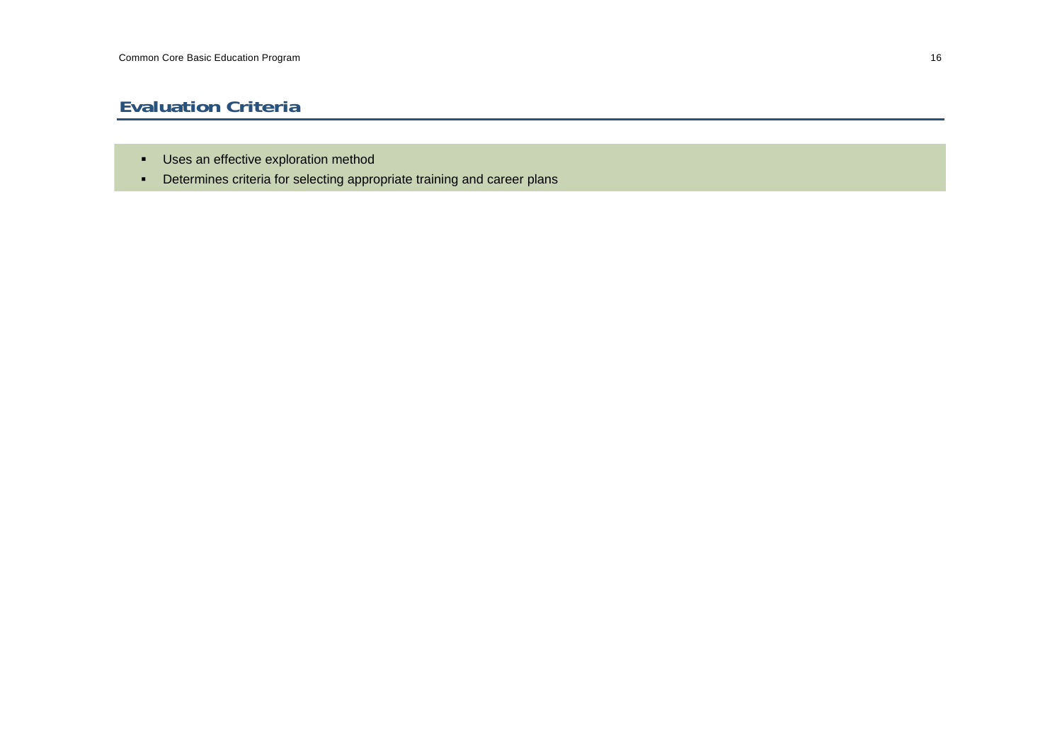## Evaluation Criteria

- Uses an effective exploration method
- Determines criteria for selecting appropriate training and career plans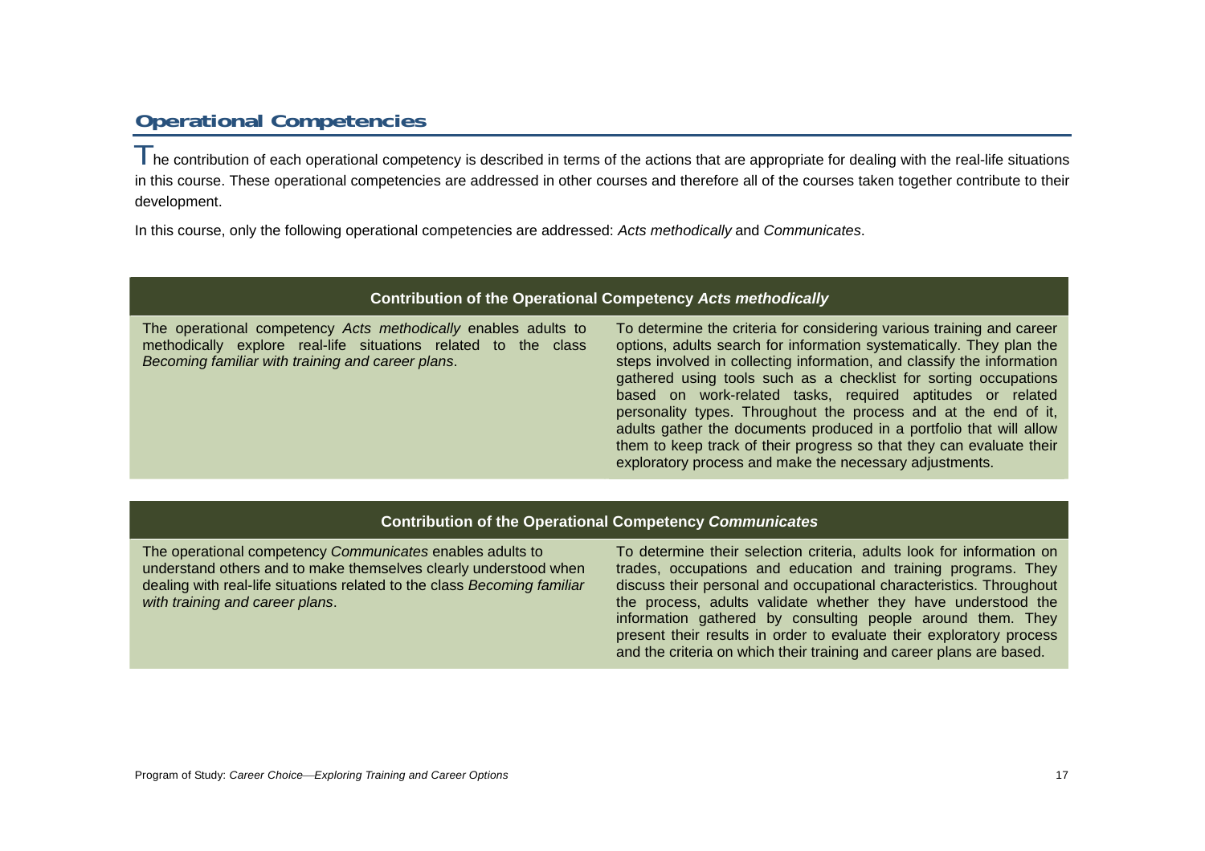## Operational Competencies

The contribution of each operational competency is described in terms of the actions that are appropriate for dealing with the real-life situations in this course. These operational competencies are addressed in other courses and therefore all of the courses taken together contribute to their development.

In this course, only the following operational competencies are addressed: *Acts methodically* and *Communicates*.

| Contribution of the Operational Competency *Acts methodically* | |
|---|---|
| The operational competency *Acts methodically* enables adults to methodically explore real-life situations related to the class *Becoming familiar with training and career plans*. | To determine the criteria for considering various training and career options, adults search for information systematically. They plan the steps involved in collecting information, and classify the information gathered using tools such as a checklist for sorting occupations based on work-related tasks, required aptitudes or related personality types. Throughout the process and at the end of it, adults gather the documents produced in a portfolio that will allow them to keep track of their progress so that they can evaluate their exploratory process and make the necessary adjustments. |

| Contribution of the Operational Competency *Communicates* | |
|---|---|
| The operational competency *Communicates* enables adults to understand others and to make themselves clearly understood when dealing with real-life situations related to the class *Becoming familiar with training and career plans*. | To determine their selection criteria, adults look for information on trades, occupations and education and training programs. They discuss their personal and occupational characteristics. Throughout the process, adults validate whether they have understood the information gathered by consulting people around them. They present their results in order to evaluate their exploratory process and the criteria on which their training and career plans are based. |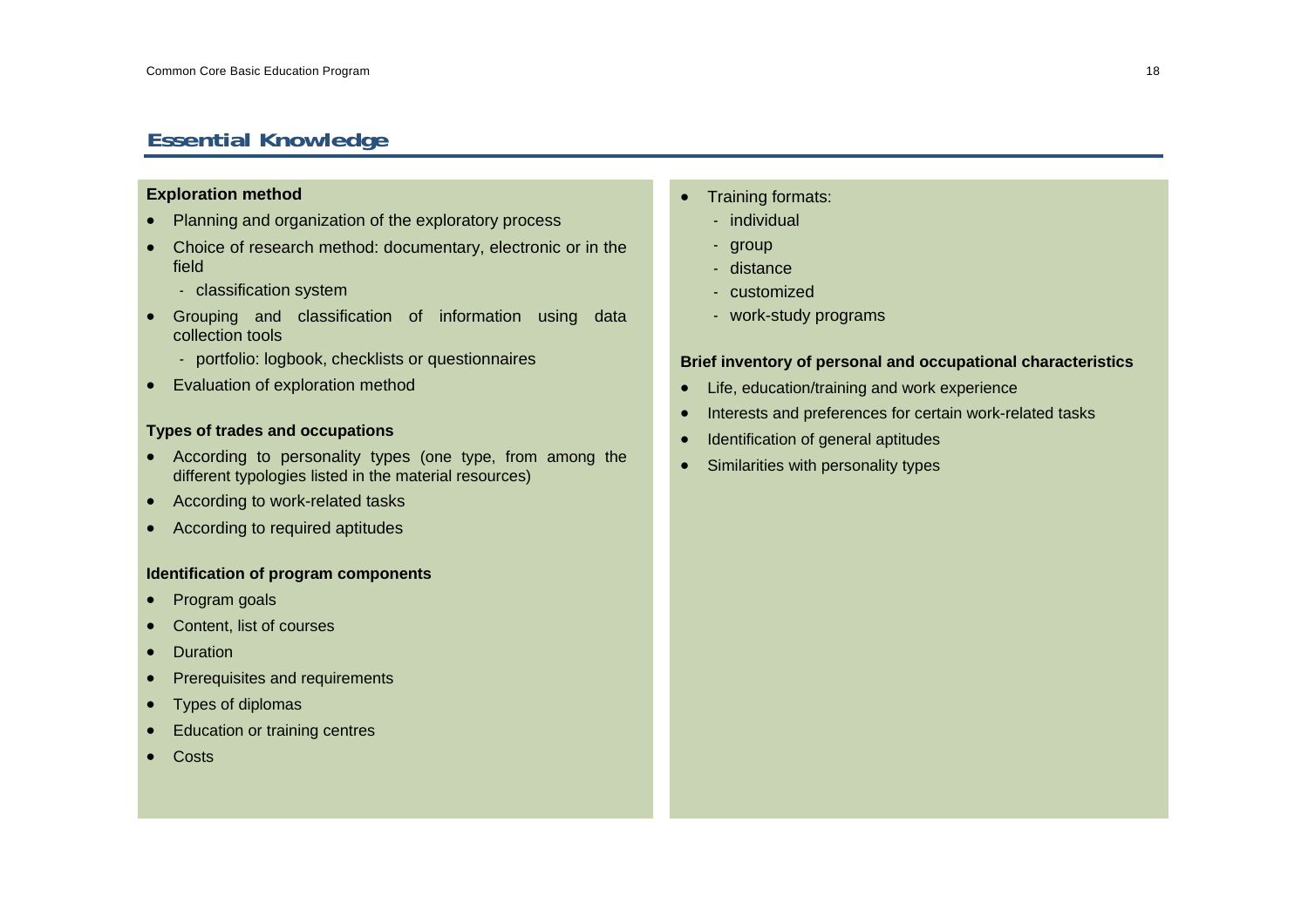## Essential Knowledge

**Exploration method**

- Planning and organization of the exploratory process
- Choice of research method: documentary, electronic or in the field
  - classification system
- Grouping and classification of information using data collection tools
  - portfolio: logbook, checklists or questionnaires
- Evaluation of exploration method

**Types of trades and occupations**

- According to personality types (one type, from among the different typologies listed in the material resources)
- According to work-related tasks
- According to required aptitudes

**Identification of program components**

- Program goals
- Content, list of courses
- Duration
- Prerequisites and requirements
- Types of diplomas
- Education or training centres
- Costs
- Training formats:
  - individual
  - group
  - distance
  - customized
  - work-study programs

**Brief inventory of personal and occupational characteristics**

- Life, education/training and work experience
- Interests and preferences for certain work-related tasks
- Identification of general aptitudes
- Similarities with personality types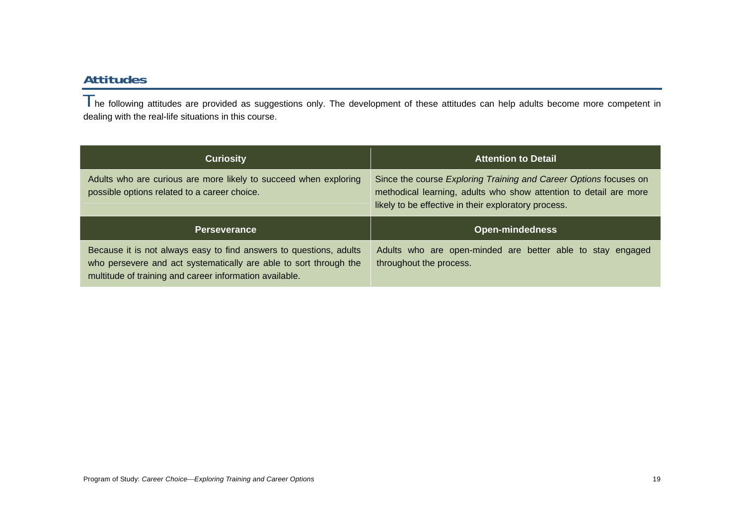## Attitudes

The following attitudes are provided as suggestions only. The development of these attitudes can help adults become more competent in dealing with the real-life situations in this course.

| Curiosity | Attention to Detail |
| --- | --- |
| Adults who are curious are more likely to succeed when exploring possible options related to a career choice. | Since the course *Exploring Training and Career Options* focuses on methodical learning, adults who show attention to detail are more likely to be effective in their exploratory process. |
| **Perseverance** | **Open-mindedness** |
| Because it is not always easy to find answers to questions, adults who persevere and act systematically are able to sort through the multitude of training and career information available. | Adults who are open-minded are better able to stay engaged throughout the process. |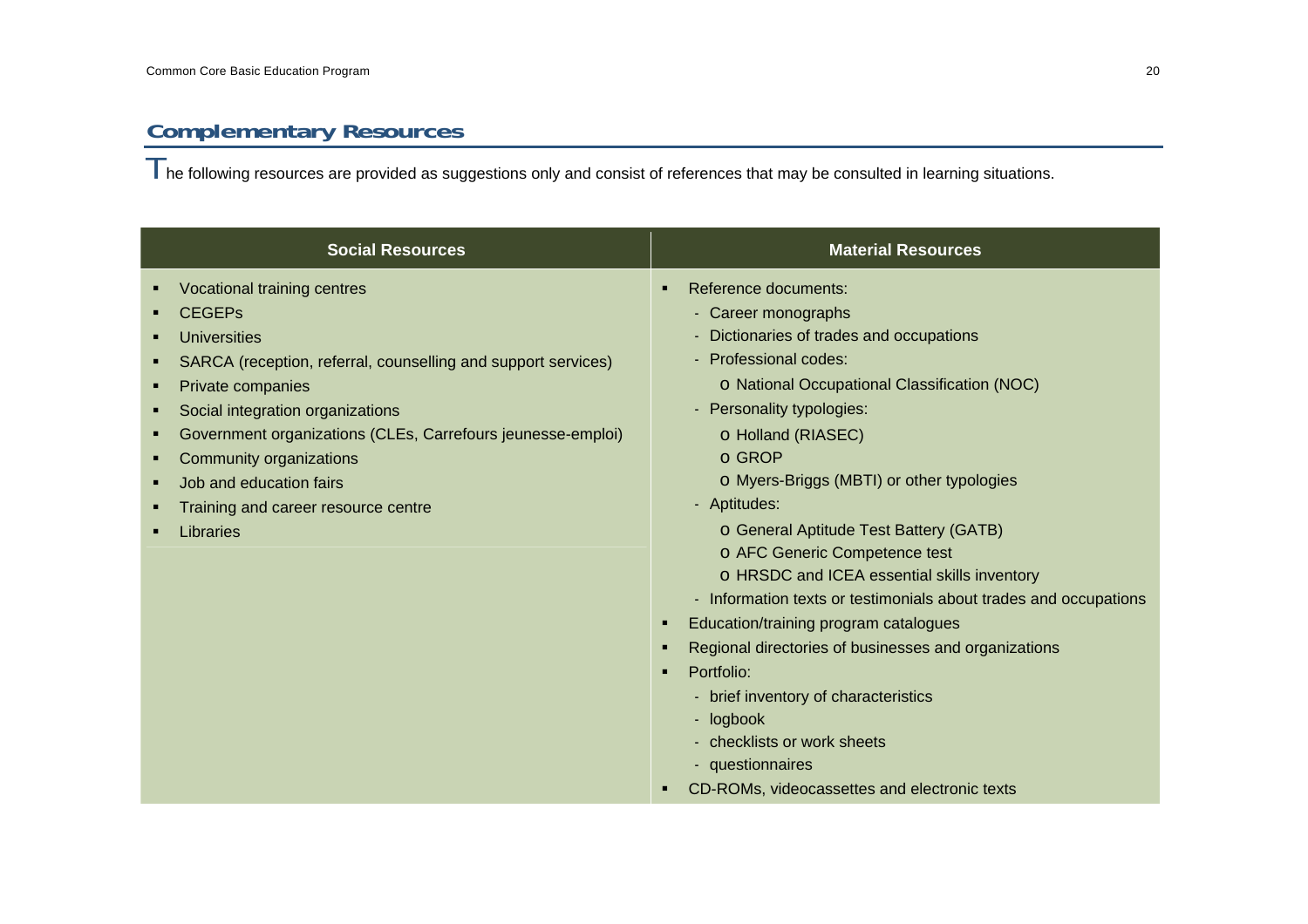## Complementary Resources

The following resources are provided as suggestions only and consist of references that may be consulted in learning situations.

| Social Resources | Material Resources |
|---|---|
| ▪ Vocational training centres<br>▪ CEGEPs<br>▪ Universities<br>▪ SARCA (reception, referral, counselling and support services)<br>▪ Private companies<br>▪ Social integration organizations<br>▪ Government organizations (CLEs, Carrefours jeunesse-emploi)<br>▪ Community organizations<br>▪ Job and education fairs<br>▪ Training and career resource centre<br>▪ Libraries | ▪ Reference documents:<br>- Career monographs<br>- Dictionaries of trades and occupations<br>- Professional codes:<br>o National Occupational Classification (NOC)<br>- Personality typologies:<br>o Holland (RIASEC)<br>o GROP<br>o Myers-Briggs (MBTI) or other typologies<br>- Aptitudes:<br>o General Aptitude Test Battery (GATB)<br>o AFC Generic Competence test<br>o HRSDC and ICEA essential skills inventory<br>- Information texts or testimonials about trades and occupations<br>▪ Education/training program catalogues<br>▪ Regional directories of businesses and organizations<br>▪ Portfolio:<br>- brief inventory of characteristics<br>- logbook<br>- checklists or work sheets<br>- questionnaires<br>▪ CD-ROMs, videocassettes and electronic texts |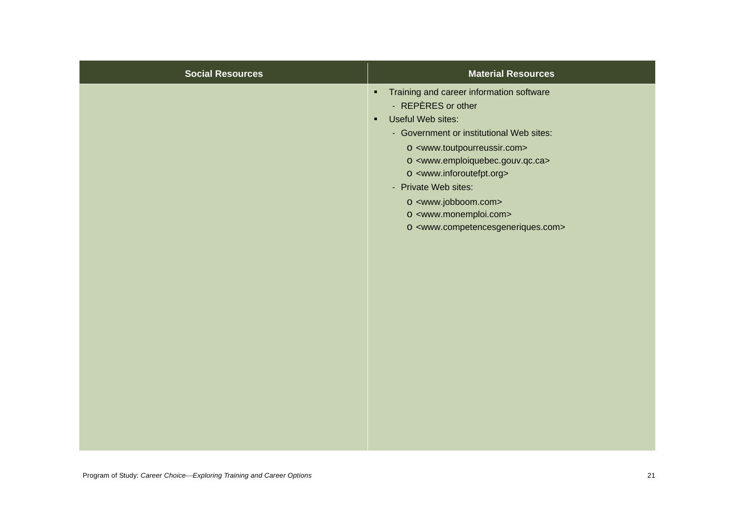| Social Resources | Material Resources |
| --- | --- |
| | ▪ Training and career information software<br>- REPÈRES or other<br>▪ Useful Web sites:<br>- Government or institutional Web sites:<br>o <www.toutpourreussir.com><br>o <www.emploiquebec.gouv.qc.ca><br>o <www.inforoutefpt.org><br>- Private Web sites:<br>o <www.jobboom.com><br>o <www.monemploi.com><br>o <www.competencesgeneriques.com> |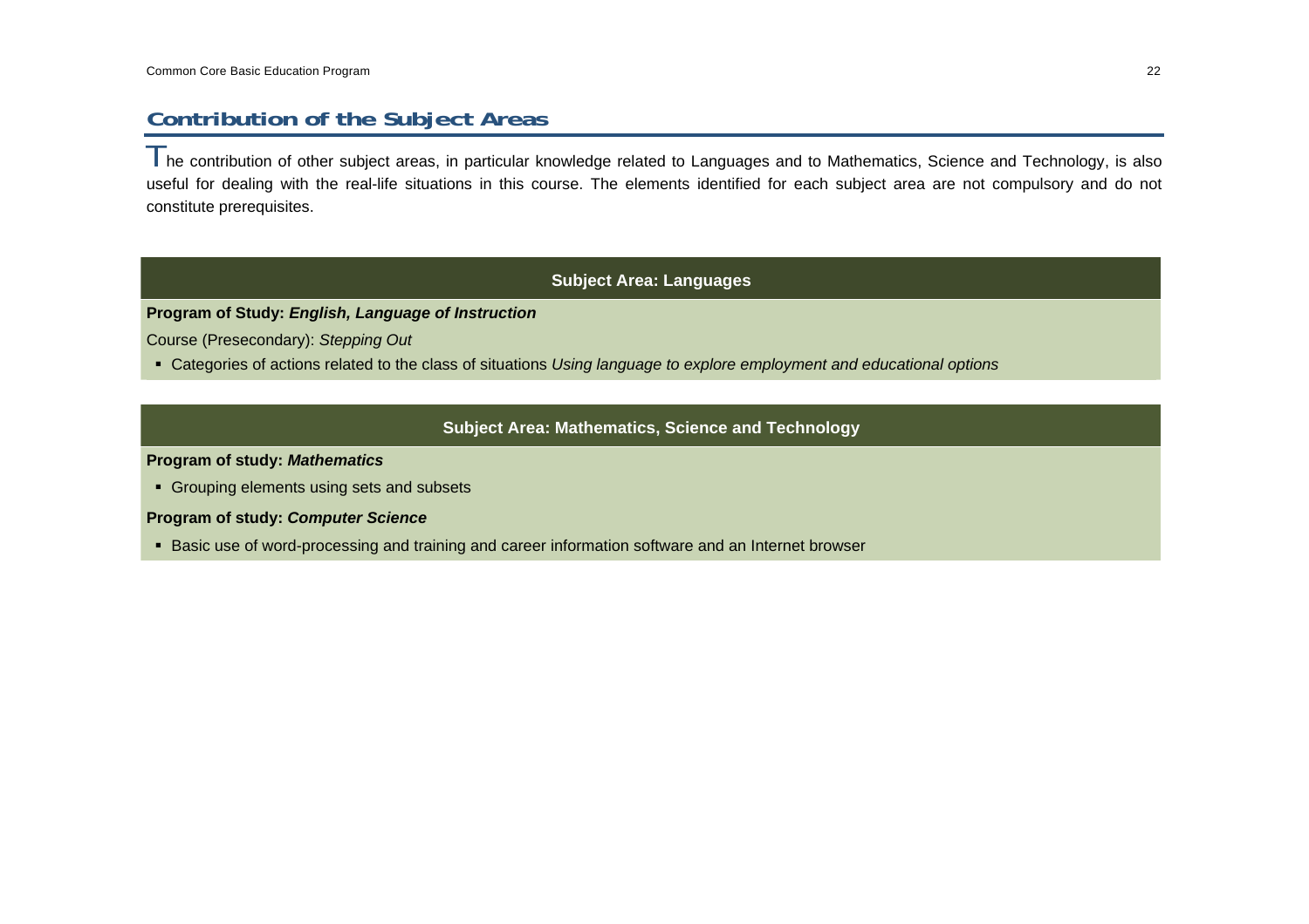## Contribution of the Subject Areas

The contribution of other subject areas, in particular knowledge related to Languages and to Mathematics, Science and Technology, is also useful for dealing with the real-life situations in this course. The elements identified for each subject area are not compulsory and do not constitute prerequisites.

### Subject Area: Languages

**Program of Study: *English, Language of Instruction***

Course (Presecondary): *Stepping Out*

- Categories of actions related to the class of situations *Using language to explore employment and educational options*

### Subject Area: Mathematics, Science and Technology

**Program of study: *Mathematics***

- Grouping elements using sets and subsets

**Program of study: *Computer Science***

- Basic use of word-processing and training and career information software and an Internet browser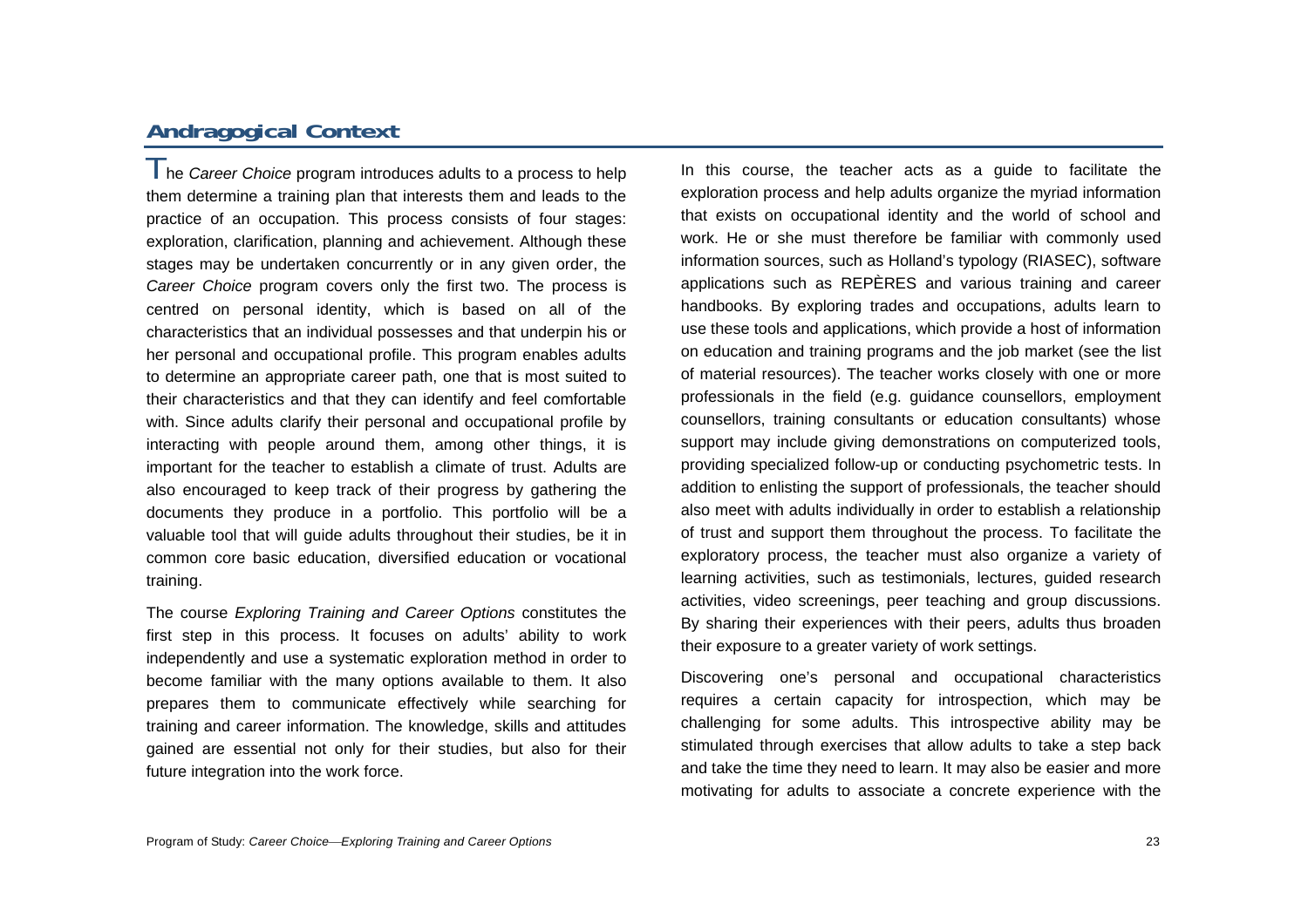## Andragogical Context

The *Career Choice* program introduces adults to a process to help them determine a training plan that interests them and leads to the practice of an occupation. This process consists of four stages: exploration, clarification, planning and achievement. Although these stages may be undertaken concurrently or in any given order, the *Career Choice* program covers only the first two. The process is centred on personal identity, which is based on all of the characteristics that an individual possesses and that underpin his or her personal and occupational profile. This program enables adults to determine an appropriate career path, one that is most suited to their characteristics and that they can identify and feel comfortable with. Since adults clarify their personal and occupational profile by interacting with people around them, among other things, it is important for the teacher to establish a climate of trust. Adults are also encouraged to keep track of their progress by gathering the documents they produce in a portfolio. This portfolio will be a valuable tool that will guide adults throughout their studies, be it in common core basic education, diversified education or vocational training.

The course *Exploring Training and Career Options* constitutes the first step in this process. It focuses on adults' ability to work independently and use a systematic exploration method in order to become familiar with the many options available to them. It also prepares them to communicate effectively while searching for training and career information. The knowledge, skills and attitudes gained are essential not only for their studies, but also for their future integration into the work force.

In this course, the teacher acts as a guide to facilitate the exploration process and help adults organize the myriad information that exists on occupational identity and the world of school and work. He or she must therefore be familiar with commonly used information sources, such as Holland's typology (RIASEC), software applications such as REPÈRES and various training and career handbooks. By exploring trades and occupations, adults learn to use these tools and applications, which provide a host of information on education and training programs and the job market (see the list of material resources). The teacher works closely with one or more professionals in the field (e.g. guidance counsellors, employment counsellors, training consultants or education consultants) whose support may include giving demonstrations on computerized tools, providing specialized follow-up or conducting psychometric tests. In addition to enlisting the support of professionals, the teacher should also meet with adults individually in order to establish a relationship of trust and support them throughout the process. To facilitate the exploratory process, the teacher must also organize a variety of learning activities, such as testimonials, lectures, guided research activities, video screenings, peer teaching and group discussions. By sharing their experiences with their peers, adults thus broaden their exposure to a greater variety of work settings.

Discovering one's personal and occupational characteristics requires a certain capacity for introspection, which may be challenging for some adults. This introspective ability may be stimulated through exercises that allow adults to take a step back and take the time they need to learn. It may also be easier and more motivating for adults to associate a concrete experience with the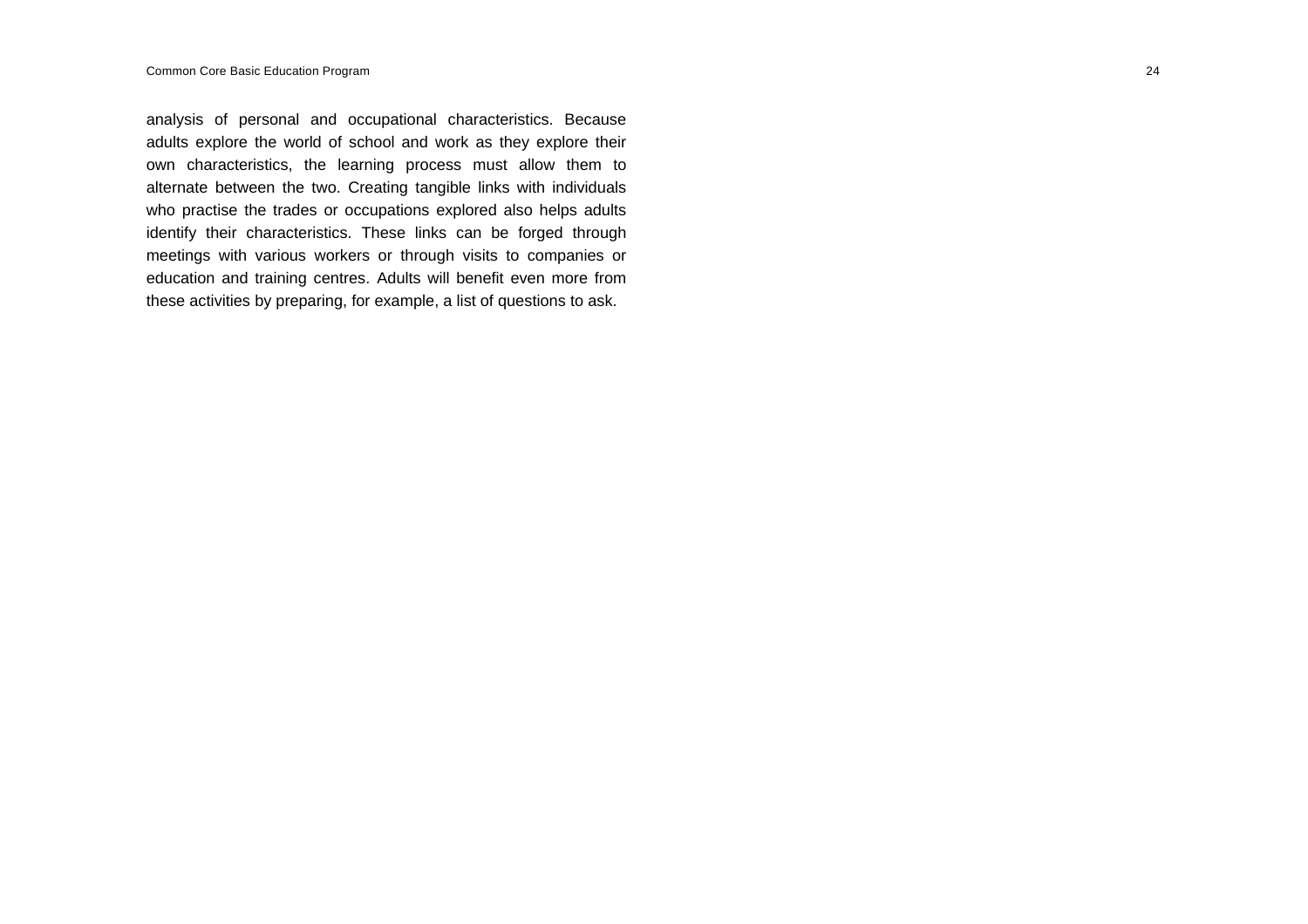analysis of personal and occupational characteristics. Because adults explore the world of school and work as they explore their own characteristics, the learning process must allow them to alternate between the two. Creating tangible links with individuals who practise the trades or occupations explored also helps adults identify their characteristics. These links can be forged through meetings with various workers or through visits to companies or education and training centres. Adults will benefit even more from these activities by preparing, for example, a list of questions to ask.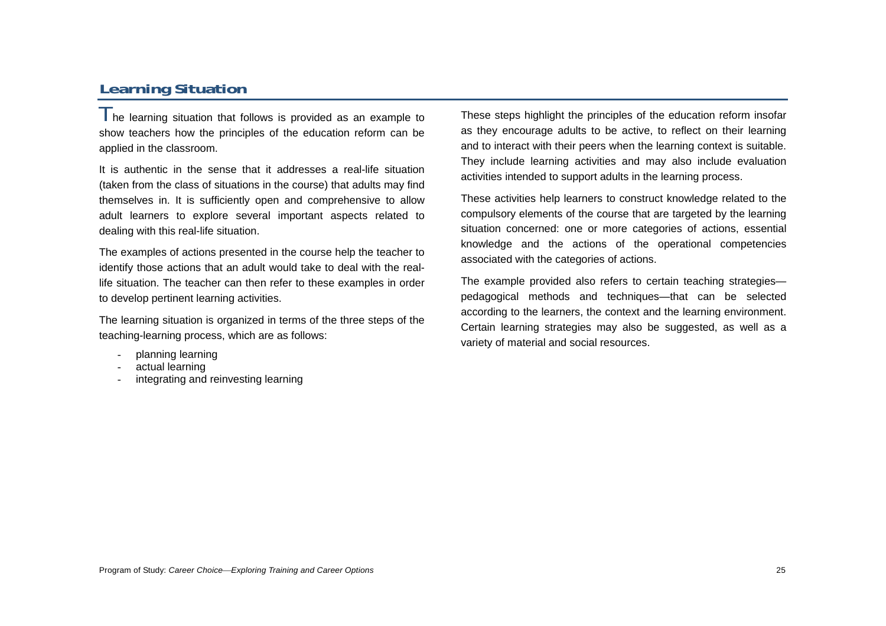## Learning Situation

The learning situation that follows is provided as an example to show teachers how the principles of the education reform can be applied in the classroom.

It is authentic in the sense that it addresses a real-life situation (taken from the class of situations in the course) that adults may find themselves in. It is sufficiently open and comprehensive to allow adult learners to explore several important aspects related to dealing with this real-life situation.

The examples of actions presented in the course help the teacher to identify those actions that an adult would take to deal with the real-life situation. The teacher can then refer to these examples in order to develop pertinent learning activities.

The learning situation is organized in terms of the three steps of the teaching-learning process, which are as follows:

- planning learning
- actual learning
- integrating and reinvesting learning

These steps highlight the principles of the education reform insofar as they encourage adults to be active, to reflect on their learning and to interact with their peers when the learning context is suitable. They include learning activities and may also include evaluation activities intended to support adults in the learning process.

These activities help learners to construct knowledge related to the compulsory elements of the course that are targeted by the learning situation concerned: one or more categories of actions, essential knowledge and the actions of the operational competencies associated with the categories of actions.

The example provided also refers to certain teaching strategies—pedagogical methods and techniques—that can be selected according to the learners, the context and the learning environment. Certain learning strategies may also be suggested, as well as a variety of material and social resources.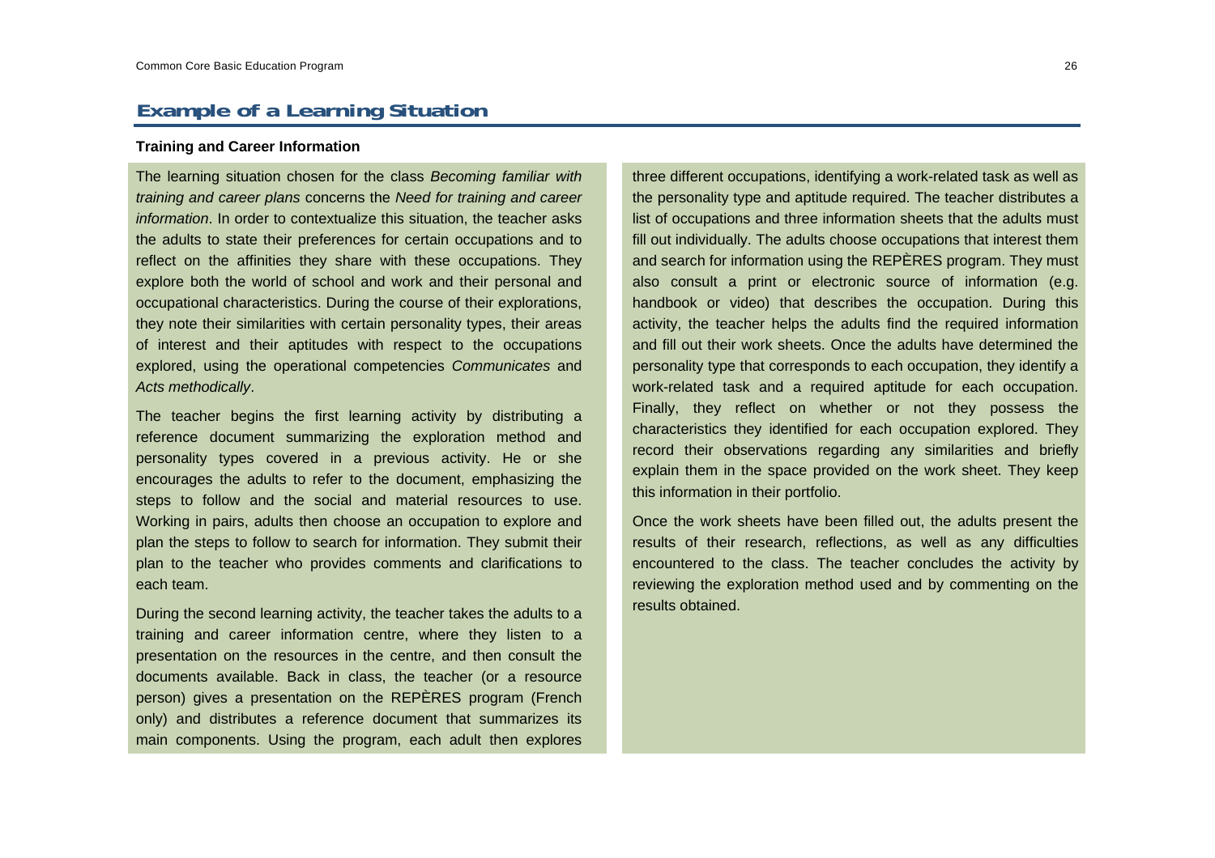## Example of a Learning Situation

### Training and Career Information

The learning situation chosen for the class *Becoming familiar with training and career plans* concerns the *Need for training and career information*. In order to contextualize this situation, the teacher asks the adults to state their preferences for certain occupations and to reflect on the affinities they share with these occupations. They explore both the world of school and work and their personal and occupational characteristics. During the course of their explorations, they note their similarities with certain personality types, their areas of interest and their aptitudes with respect to the occupations explored, using the operational competencies *Communicates* and *Acts methodically*.

The teacher begins the first learning activity by distributing a reference document summarizing the exploration method and personality types covered in a previous activity. He or she encourages the adults to refer to the document, emphasizing the steps to follow and the social and material resources to use. Working in pairs, adults then choose an occupation to explore and plan the steps to follow to search for information. They submit their plan to the teacher who provides comments and clarifications to each team.

During the second learning activity, the teacher takes the adults to a training and career information centre, where they listen to a presentation on the resources in the centre, and then consult the documents available. Back in class, the teacher (or a resource person) gives a presentation on the REPÈRES program (French only) and distributes a reference document that summarizes its main components. Using the program, each adult then explores three different occupations, identifying a work-related task as well as the personality type and aptitude required. The teacher distributes a list of occupations and three information sheets that the adults must fill out individually. The adults choose occupations that interest them and search for information using the REPÈRES program. They must also consult a print or electronic source of information (e.g. handbook or video) that describes the occupation. During this activity, the teacher helps the adults find the required information and fill out their work sheets. Once the adults have determined the personality type that corresponds to each occupation, they identify a work-related task and a required aptitude for each occupation. Finally, they reflect on whether or not they possess the characteristics they identified for each occupation explored. They record their observations regarding any similarities and briefly explain them in the space provided on the work sheet. They keep this information in their portfolio.

Once the work sheets have been filled out, the adults present the results of their research, reflections, as well as any difficulties encountered to the class. The teacher concludes the activity by reviewing the exploration method used and by commenting on the results obtained.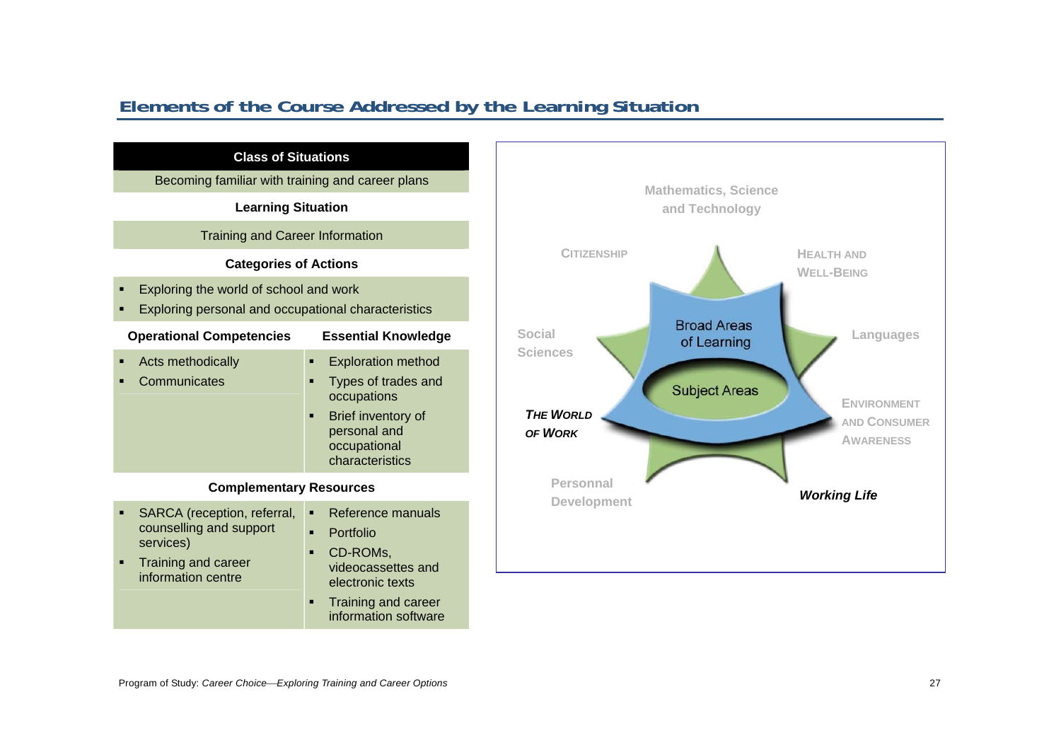## Elements of the Course Addressed by the Learning Situation

**Class of Situations**

Becoming familiar with training and career plans

**Learning Situation**

Training and Career Information

**Categories of Actions**

- Exploring the world of school and work
- Exploring personal and occupational characteristics

| Operational Competencies | Essential Knowledge |
| --- | --- |
| ▪ Acts methodically<br>▪ Communicates | ▪ Exploration method<br>▪ Types of trades and occupations<br>▪ Brief inventory of personal and occupational characteristics |

**Complementary Resources**

| | |
| --- | --- |
| ▪ SARCA (reception, referral, counselling and support services)<br>▪ Training and career information centre | ▪ Reference manuals<br>▪ Portfolio<br>▪ CD-ROMs, videocassettes and electronic texts<br>▪ Training and career information software |

Mathematics, Science and Technology

CITIZENSHIP

HEALTH AND WELL-BEING

Social Sciences

Broad Areas of Learning

Languages

Subject Areas

***THE WORLD OF WORK***

ENVIRONMENT AND CONSUMER AWARENESS

Personnal Development

***Working Life***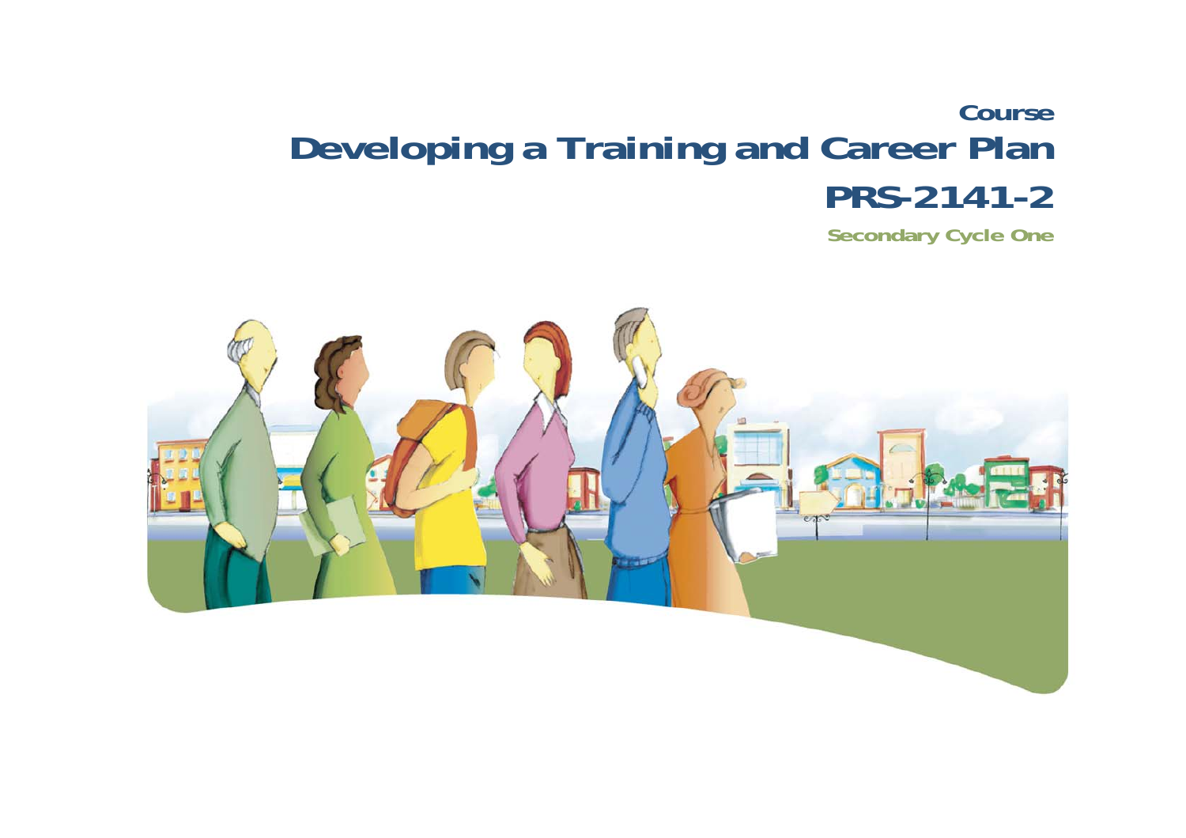Course

# Developing a Training and Career Plan

## PRS-2141-2

Secondary Cycle One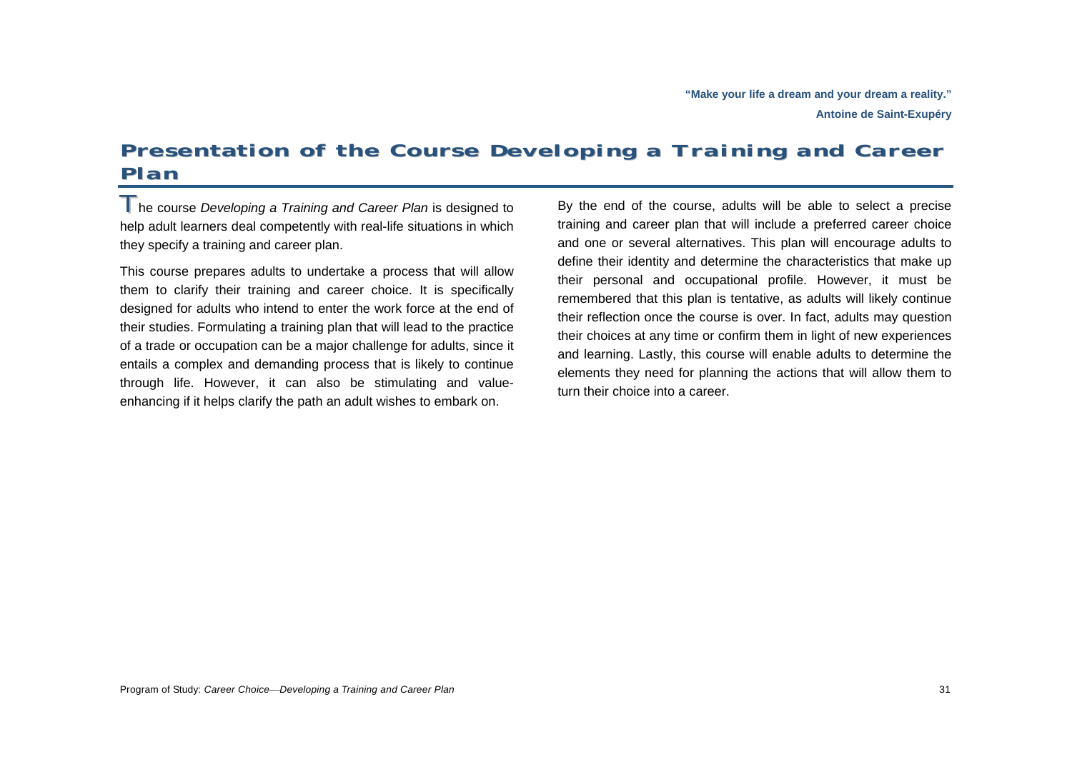**"Make your life a dream and your dream a reality."**

**Antoine de Saint-Exupéry**

# Presentation of the Course Developing a Training and Career Plan

The course *Developing a Training and Career Plan* is designed to help adult learners deal competently with real-life situations in which they specify a training and career plan.

This course prepares adults to undertake a process that will allow them to clarify their training and career choice. It is specifically designed for adults who intend to enter the work force at the end of their studies. Formulating a training plan that will lead to the practice of a trade or occupation can be a major challenge for adults, since it entails a complex and demanding process that is likely to continue through life. However, it can also be stimulating and value-enhancing if it helps clarify the path an adult wishes to embark on.

By the end of the course, adults will be able to select a precise training and career plan that will include a preferred career choice and one or several alternatives. This plan will encourage adults to define their identity and determine the characteristics that make up their personal and occupational profile. However, it must be remembered that this plan is tentative, as adults will likely continue their reflection once the course is over. In fact, adults may question their choices at any time or confirm them in light of new experiences and learning. Lastly, this course will enable adults to determine the elements they need for planning the actions that will allow them to turn their choice into a career.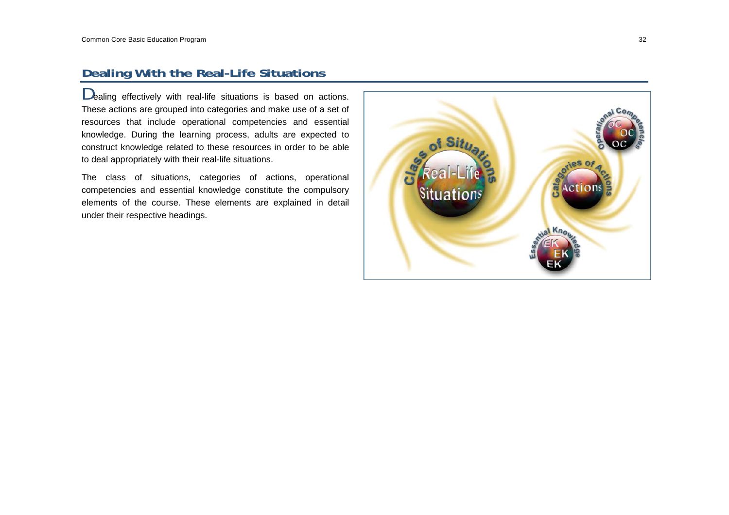## Dealing With the Real-Life Situations

Dealing effectively with real-life situations is based on actions. These actions are grouped into categories and make use of a set of resources that include operational competencies and essential knowledge. During the learning process, adults are expected to construct knowledge related to these resources in order to be able to deal appropriately with their real-life situations.

The class of situations, categories of actions, operational competencies and essential knowledge constitute the compulsory elements of the course. These elements are explained in detail under their respective headings.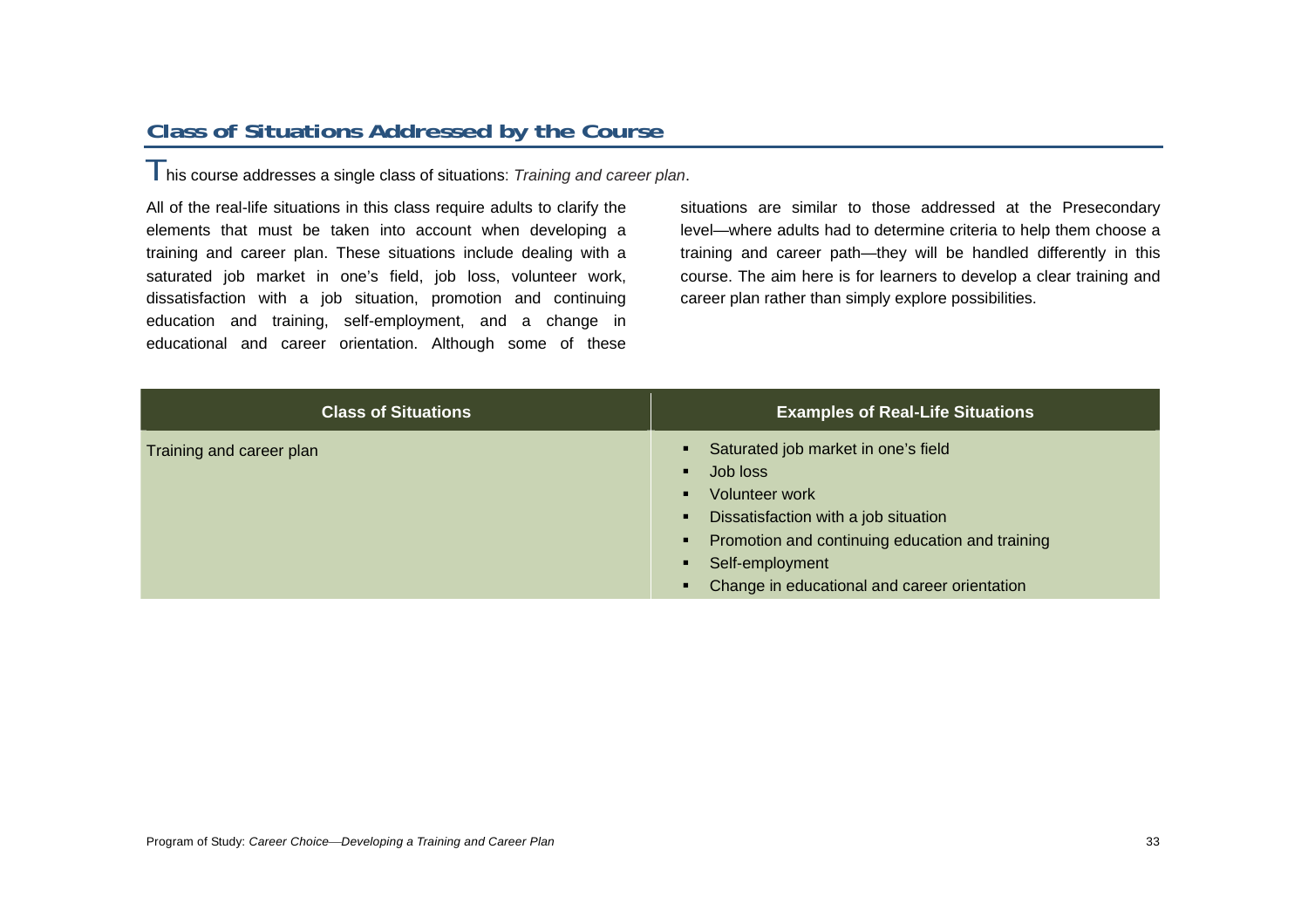## Class of Situations Addressed by the Course

This course addresses a single class of situations: *Training and career plan*.

All of the real-life situations in this class require adults to clarify the elements that must be taken into account when developing a training and career plan. These situations include dealing with a saturated job market in one's field, job loss, volunteer work, dissatisfaction with a job situation, promotion and continuing education and training, self-employment, and a change in educational and career orientation. Although some of these situations are similar to those addressed at the Presecondary level—where adults had to determine criteria to help them choose a training and career path—they will be handled differently in this course. The aim here is for learners to develop a clear training and career plan rather than simply explore possibilities.

| Class of Situations | Examples of Real-Life Situations |
| --- | --- |
| Training and career plan | ▪ Saturated job market in one's field<br>▪ Job loss<br>▪ Volunteer work<br>▪ Dissatisfaction with a job situation<br>▪ Promotion and continuing education and training<br>▪ Self-employment<br>▪ Change in educational and career orientation |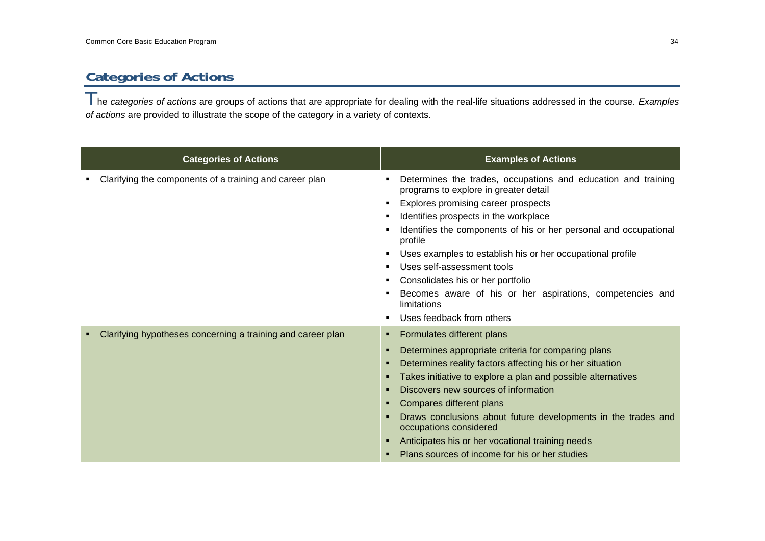## Categories of Actions

The *categories of actions* are groups of actions that are appropriate for dealing with the real-life situations addressed in the course. *Examples of actions* are provided to illustrate the scope of the category in a variety of contexts.

| Categories of Actions | Examples of Actions |
|---|---|
| ▪ Clarifying the components of a training and career plan | ▪ Determines the trades, occupations and education and training programs to explore in greater detail<br>▪ Explores promising career prospects<br>▪ Identifies prospects in the workplace<br>▪ Identifies the components of his or her personal and occupational profile<br>▪ Uses examples to establish his or her occupational profile<br>▪ Uses self-assessment tools<br>▪ Consolidates his or her portfolio<br>▪ Becomes aware of his or her aspirations, competencies and limitations<br>▪ Uses feedback from others |
| ▪ Clarifying hypotheses concerning a training and career plan | ▪ Formulates different plans<br>▪ Determines appropriate criteria for comparing plans<br>▪ Determines reality factors affecting his or her situation<br>▪ Takes initiative to explore a plan and possible alternatives<br>▪ Discovers new sources of information<br>▪ Compares different plans<br>▪ Draws conclusions about future developments in the trades and occupations considered<br>▪ Anticipates his or her vocational training needs<br>▪ Plans sources of income for his or her studies |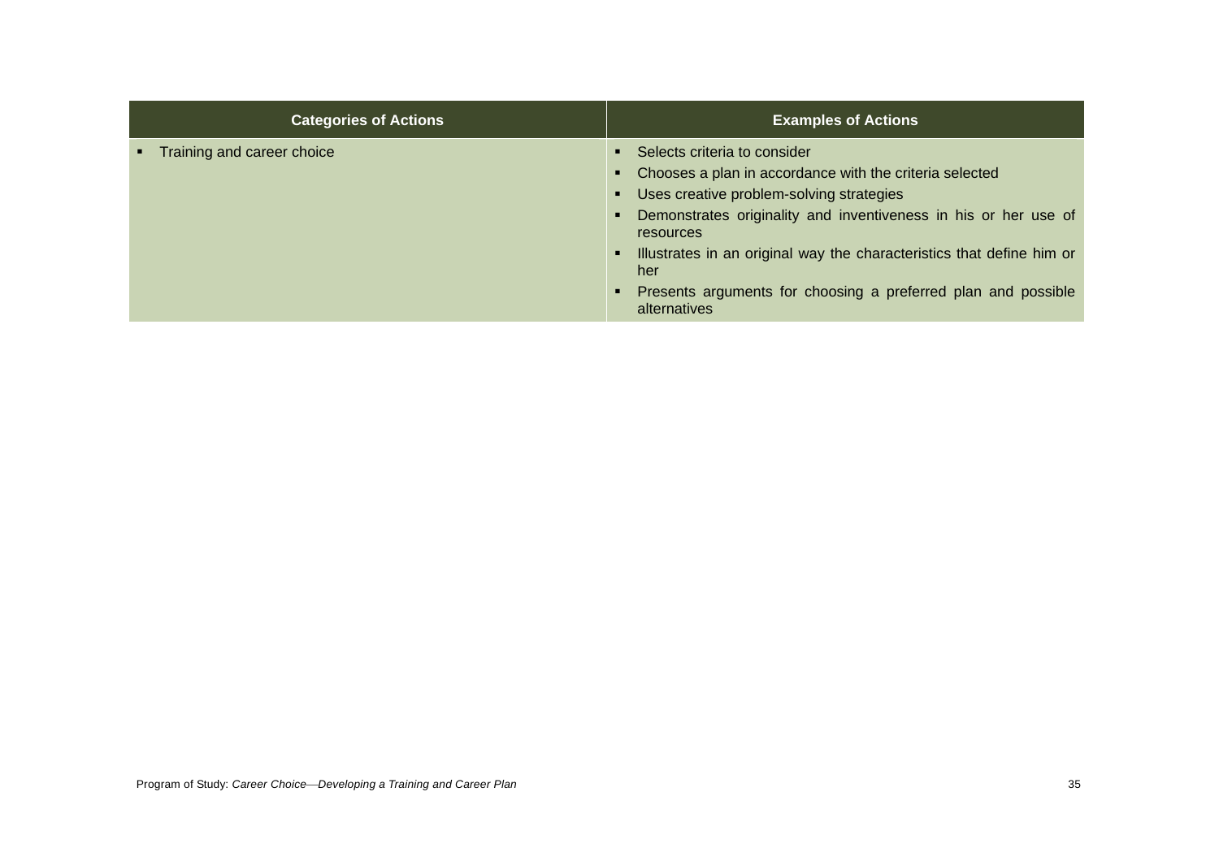| Categories of Actions | Examples of Actions |
| --- | --- |
| ▪ Training and career choice | ▪ Selects criteria to consider<br>▪ Chooses a plan in accordance with the criteria selected<br>▪ Uses creative problem-solving strategies<br>▪ Demonstrates originality and inventiveness in his or her use of resources<br>▪ Illustrates in an original way the characteristics that define him or her<br>▪ Presents arguments for choosing a preferred plan and possible alternatives |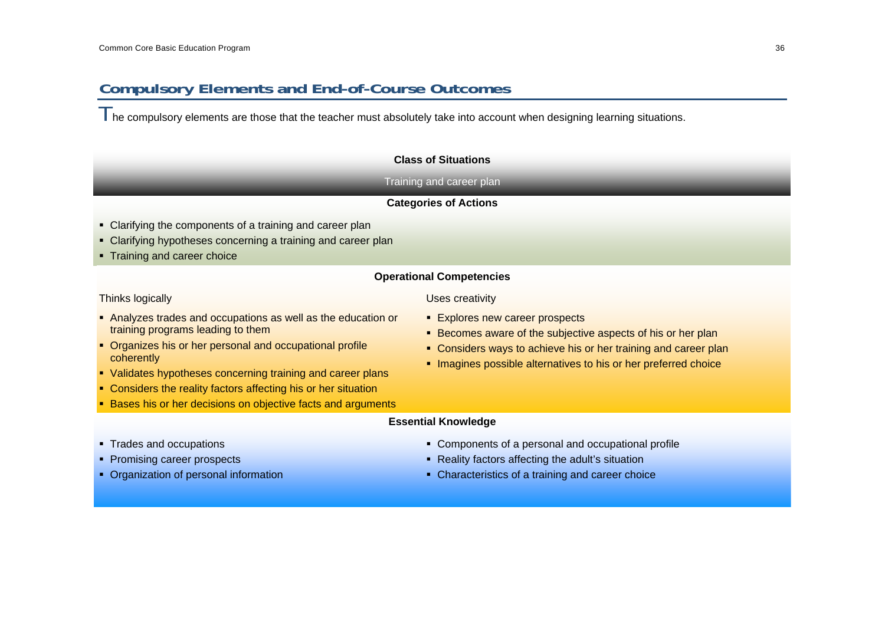## Compulsory Elements and End-of-Course Outcomes

The compulsory elements are those that the teacher must absolutely take into account when designing learning situations.

**Class of Situations**

Training and career plan

**Categories of Actions**

- Clarifying the components of a training and career plan
- Clarifying hypotheses concerning a training and career plan
- Training and career choice

**Operational Competencies**

Thinks logically

- Analyzes trades and occupations as well as the education or training programs leading to them
- Organizes his or her personal and occupational profile coherently
- Validates hypotheses concerning training and career plans
- Considers the reality factors affecting his or her situation
- Bases his or her decisions on objective facts and arguments

Uses creativity

- Explores new career prospects
- Becomes aware of the subjective aspects of his or her plan
- Considers ways to achieve his or her training and career plan
- Imagines possible alternatives to his or her preferred choice

**Essential Knowledge**

- Trades and occupations
- Promising career prospects
- Organization of personal information
- Components of a personal and occupational profile
- Reality factors affecting the adult's situation
- Characteristics of a training and career choice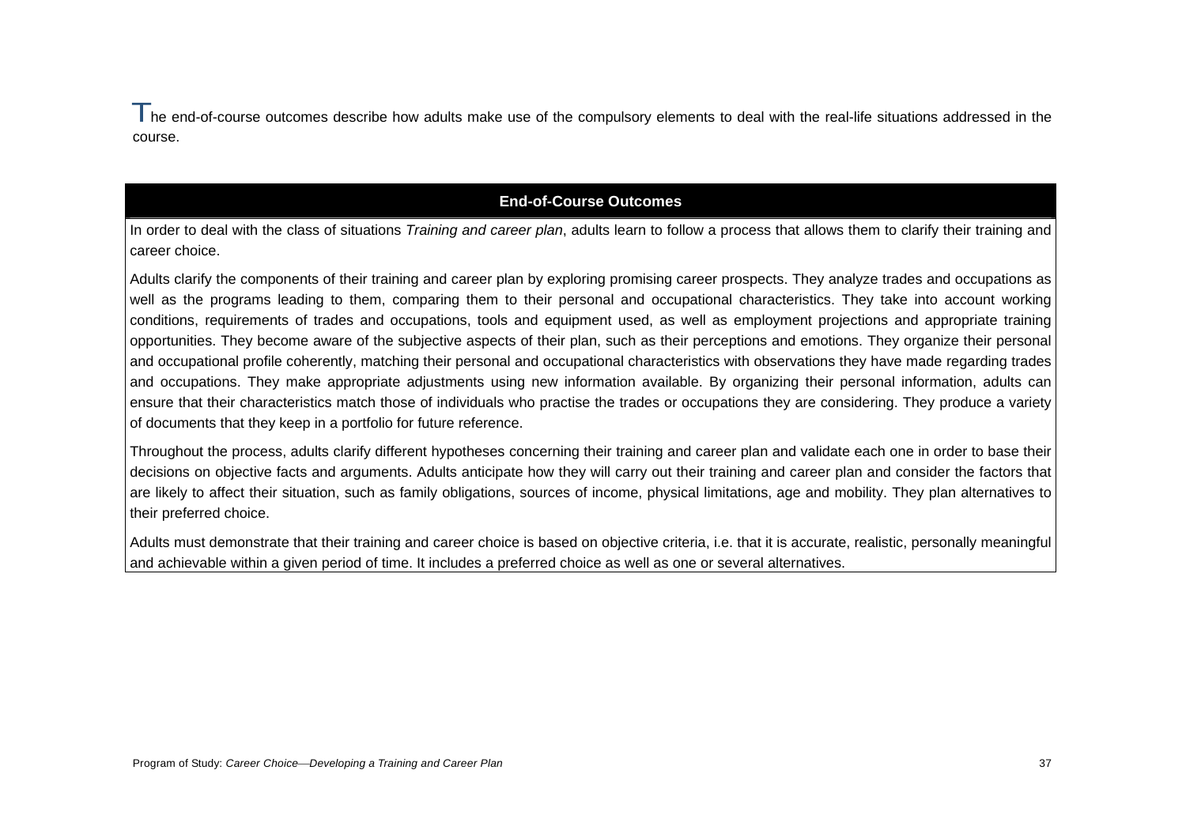The end-of-course outcomes describe how adults make use of the compulsory elements to deal with the real-life situations addressed in the course.

| End-of-Course Outcomes |
| --- |
| In order to deal with the class of situations *Training and career plan*, adults learn to follow a process that allows them to clarify their training and career choice.<br><br>Adults clarify the components of their training and career plan by exploring promising career prospects. They analyze trades and occupations as well as the programs leading to them, comparing them to their personal and occupational characteristics. They take into account working conditions, requirements of trades and occupations, tools and equipment used, as well as employment projections and appropriate training opportunities. They become aware of the subjective aspects of their plan, such as their perceptions and emotions. They organize their personal and occupational profile coherently, matching their personal and occupational characteristics with observations they have made regarding trades and occupations. They make appropriate adjustments using new information available. By organizing their personal information, adults can ensure that their characteristics match those of individuals who practise the trades or occupations they are considering. They produce a variety of documents that they keep in a portfolio for future reference.<br><br>Throughout the process, adults clarify different hypotheses concerning their training and career plan and validate each one in order to base their decisions on objective facts and arguments. Adults anticipate how they will carry out their training and career plan and consider the factors that are likely to affect their situation, such as family obligations, sources of income, physical limitations, age and mobility. They plan alternatives to their preferred choice.<br><br>Adults must demonstrate that their training and career choice is based on objective criteria, i.e. that it is accurate, realistic, personally meaningful and achievable within a given period of time. It includes a preferred choice as well as one or several alternatives. |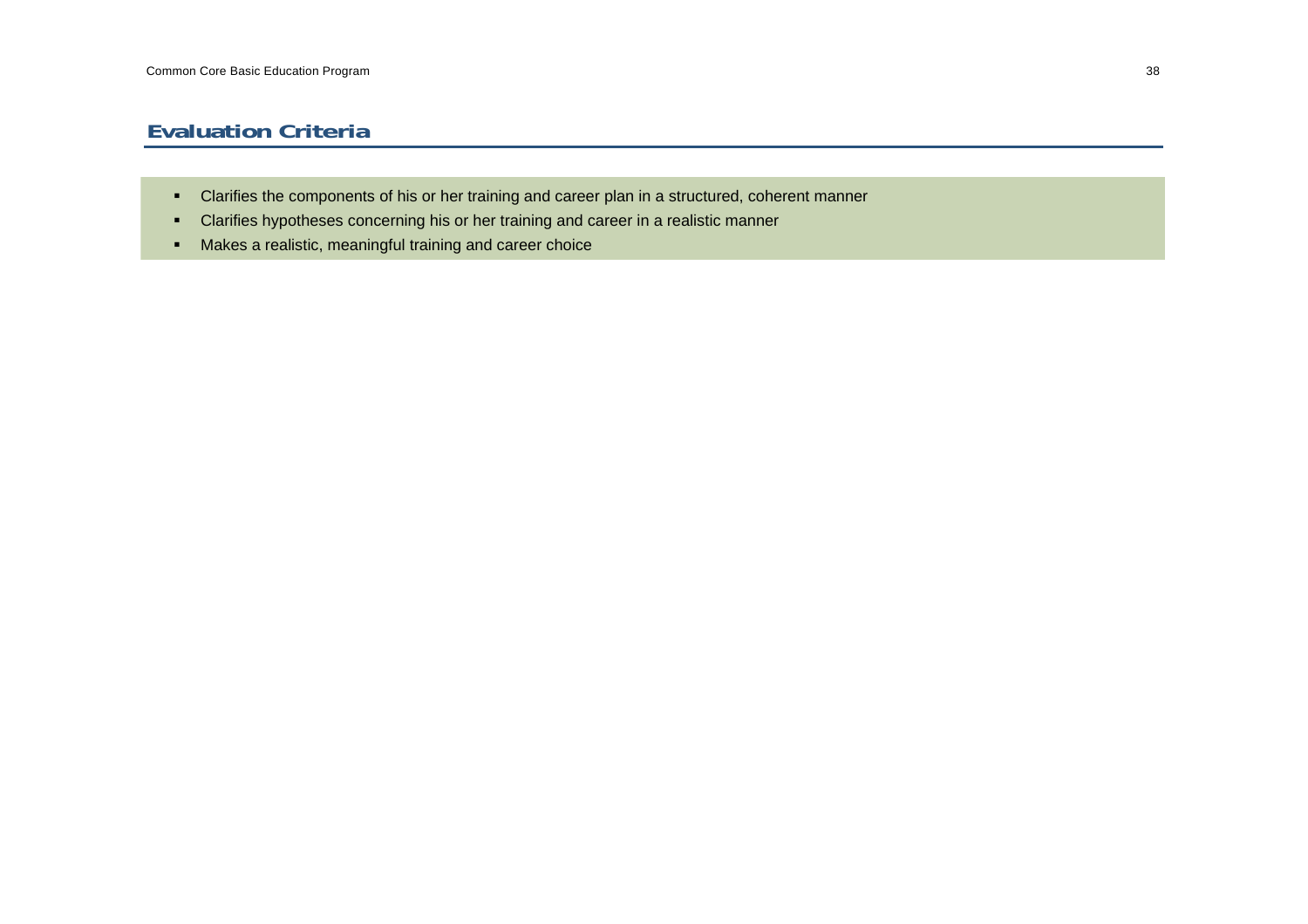## Evaluation Criteria

- Clarifies the components of his or her training and career plan in a structured, coherent manner
- Clarifies hypotheses concerning his or her training and career in a realistic manner
- Makes a realistic, meaningful training and career choice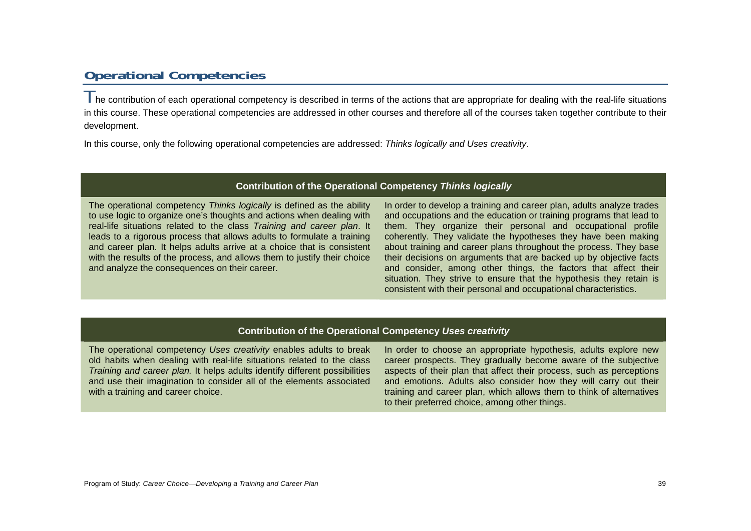## Operational Competencies

The contribution of each operational competency is described in terms of the actions that are appropriate for dealing with the real-life situations in this course. These operational competencies are addressed in other courses and therefore all of the courses taken together contribute to their development.

In this course, only the following operational competencies are addressed: *Thinks logically and Uses creativity*.

| Contribution of the Operational Competency *Thinks logically* | |
|---|---|
| The operational competency *Thinks logically* is defined as the ability to use logic to organize one's thoughts and actions when dealing with real-life situations related to the class *Training and career plan*. It leads to a rigorous process that allows adults to formulate a training and career plan. It helps adults arrive at a choice that is consistent with the results of the process, and allows them to justify their choice and analyze the consequences on their career. | In order to develop a training and career plan, adults analyze trades and occupations and the education or training programs that lead to them. They organize their personal and occupational profile coherently. They validate the hypotheses they have been making about training and career plans throughout the process. They base their decisions on arguments that are backed up by objective facts and consider, among other things, the factors that affect their situation. They strive to ensure that the hypothesis they retain is consistent with their personal and occupational characteristics. |

| Contribution of the Operational Competency *Uses creativity* | |
|---|---|
| The operational competency *Uses creativity* enables adults to break old habits when dealing with real-life situations related to the class *Training and career plan.* It helps adults identify different possibilities and use their imagination to consider all of the elements associated with a training and career choice. | In order to choose an appropriate hypothesis, adults explore new career prospects. They gradually become aware of the subjective aspects of their plan that affect their process, such as perceptions and emotions. Adults also consider how they will carry out their training and career plan, which allows them to think of alternatives to their preferred choice, among other things. |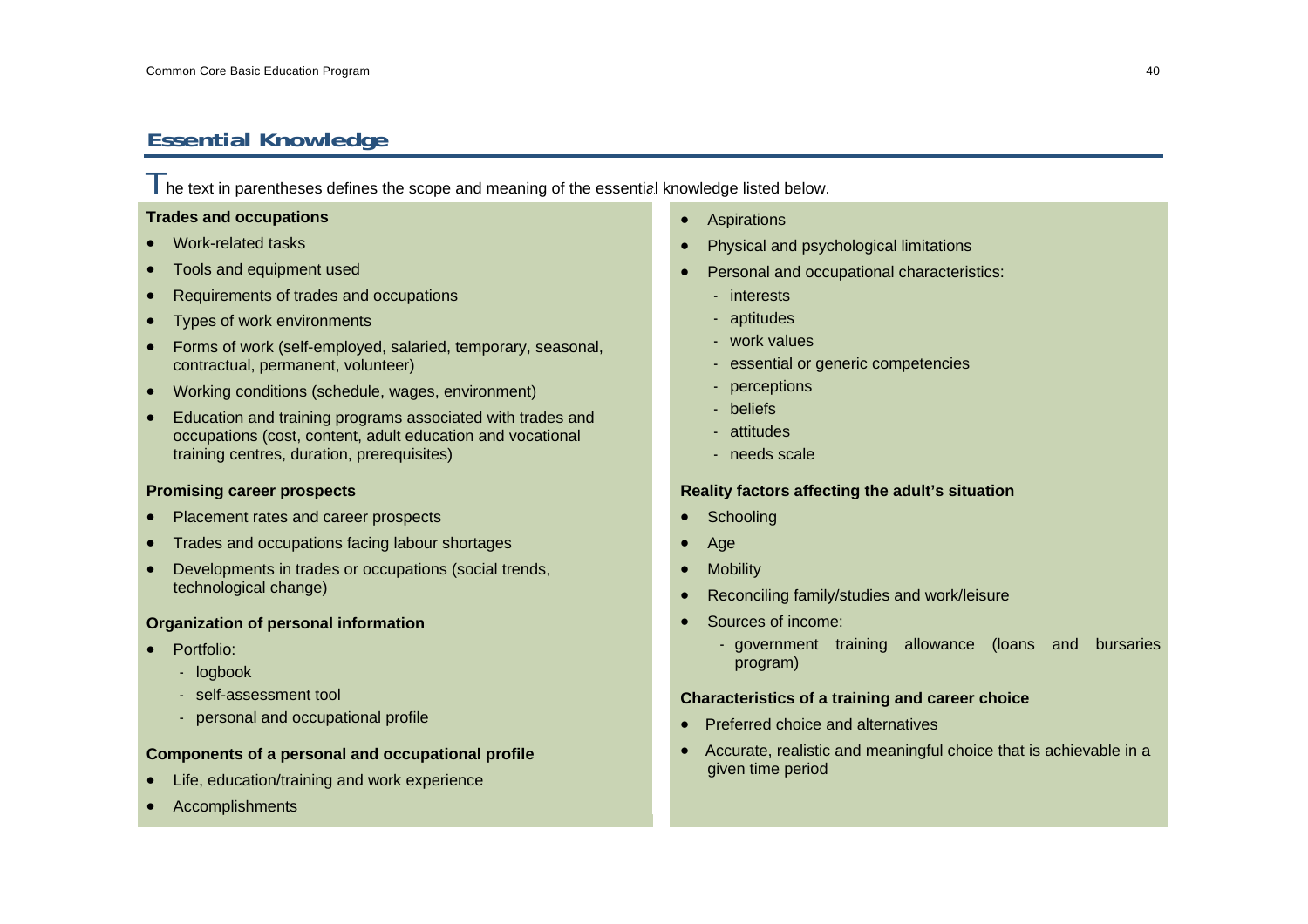## Essential Knowledge

The text in parentheses defines the scope and meaning of the essential knowledge listed below.

**Trades and occupations**

- Work-related tasks
- Tools and equipment used
- Requirements of trades and occupations
- Types of work environments
- Forms of work (self-employed, salaried, temporary, seasonal, contractual, permanent, volunteer)
- Working conditions (schedule, wages, environment)
- Education and training programs associated with trades and occupations (cost, content, adult education and vocational training centres, duration, prerequisites)

**Promising career prospects**

- Placement rates and career prospects
- Trades and occupations facing labour shortages
- Developments in trades or occupations (social trends, technological change)

**Organization of personal information**

- Portfolio:
  - logbook
  - self-assessment tool
  - personal and occupational profile

**Components of a personal and occupational profile**

- Life, education/training and work experience
- Accomplishments
- Aspirations
- Physical and psychological limitations
- Personal and occupational characteristics:
  - interests
  - aptitudes
  - work values
  - essential or generic competencies
  - perceptions
  - beliefs
  - attitudes
  - needs scale

**Reality factors affecting the adult's situation**

- Schooling
- Age
- Mobility
- Reconciling family/studies and work/leisure
- Sources of income:
  - government training allowance (loans and bursaries program)

**Characteristics of a training and career choice**

- Preferred choice and alternatives
- Accurate, realistic and meaningful choice that is achievable in a given time period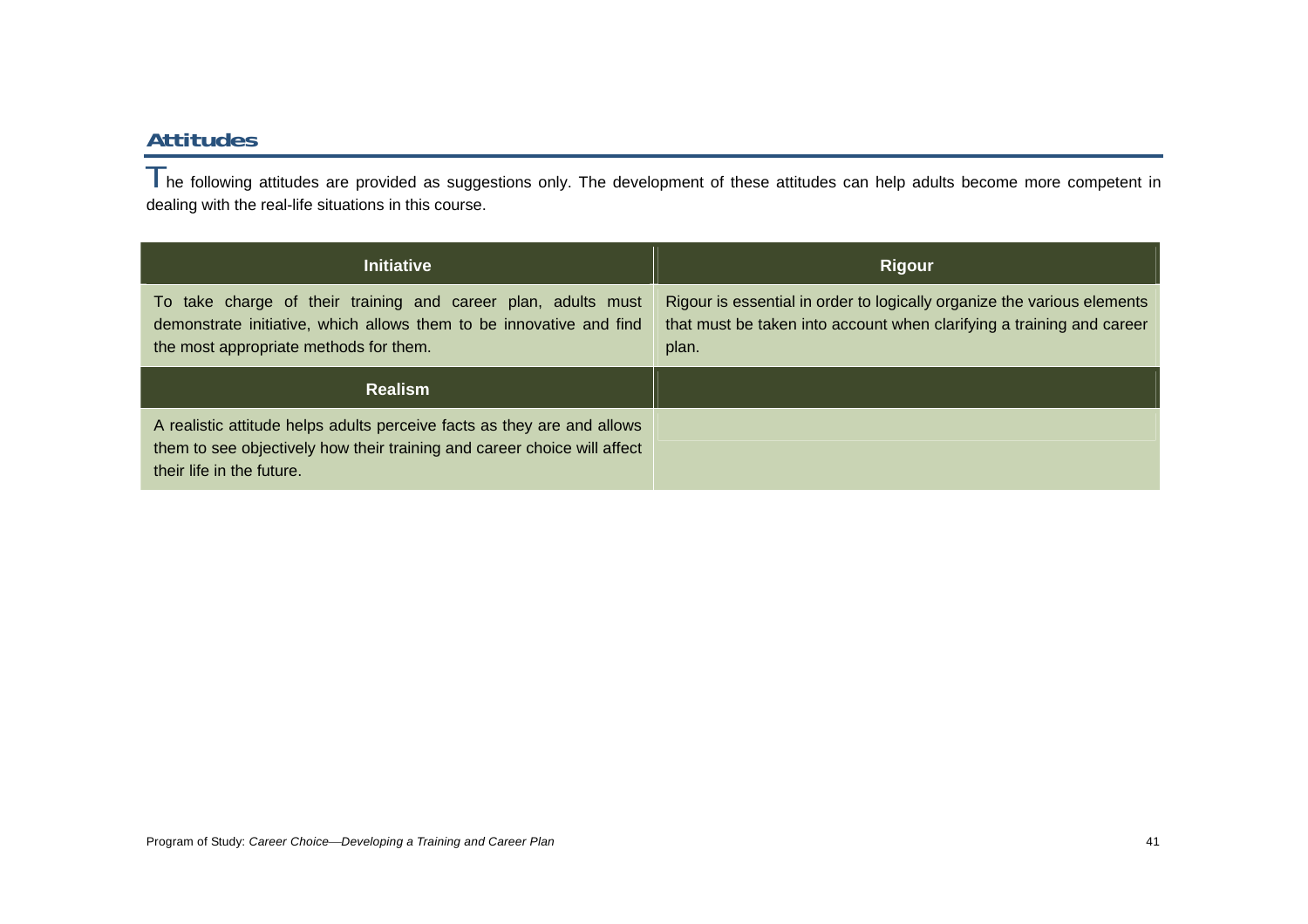## Attitudes

The following attitudes are provided as suggestions only. The development of these attitudes can help adults become more competent in dealing with the real-life situations in this course.

| Initiative | Rigour |
|---|---|
| To take charge of their training and career plan, adults must demonstrate initiative, which allows them to be innovative and find the most appropriate methods for them. | Rigour is essential in order to logically organize the various elements that must be taken into account when clarifying a training and career plan. |
| **Realism** | |
| A realistic attitude helps adults perceive facts as they are and allows them to see objectively how their training and career choice will affect their life in the future. | |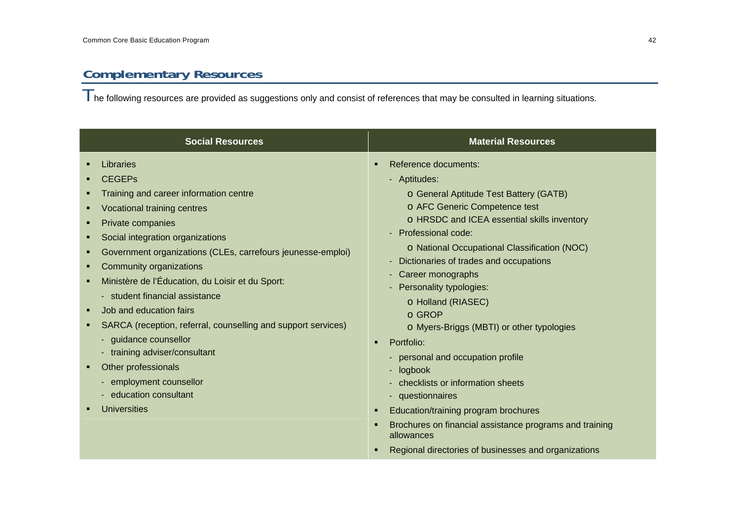## Complementary Resources

The following resources are provided as suggestions only and consist of references that may be consulted in learning situations.

| Social Resources | Material Resources |
|---|---|
| ▪ Libraries<br>▪ CEGEPs<br>▪ Training and career information centre<br>▪ Vocational training centres<br>▪ Private companies<br>▪ Social integration organizations<br>▪ Government organizations (CLEs, carrefours jeunesse-emploi)<br>▪ Community organizations<br>▪ Ministère de l'Éducation, du Loisir et du Sport:<br>- student financial assistance<br>▪ Job and education fairs<br>▪ SARCA (reception, referral, counselling and support services)<br>- guidance counsellor<br>- training adviser/consultant<br>▪ Other professionals<br>- employment counsellor<br>- education consultant<br>▪ Universities | ▪ Reference documents:<br>- Aptitudes:<br>o General Aptitude Test Battery (GATB)<br>o AFC Generic Competence test<br>o HRSDC and ICEA essential skills inventory<br>- Professional code:<br>o National Occupational Classification (NOC)<br>- Dictionaries of trades and occupations<br>- Career monographs<br>- Personality typologies:<br>o Holland (RIASEC)<br>o GROP<br>o Myers-Briggs (MBTI) or other typologies<br>▪ Portfolio:<br>- personal and occupation profile<br>- logbook<br>- checklists or information sheets<br>- questionnaires<br>▪ Education/training program brochures<br>▪ Brochures on financial assistance programs and training allowances<br>▪ Regional directories of businesses and organizations |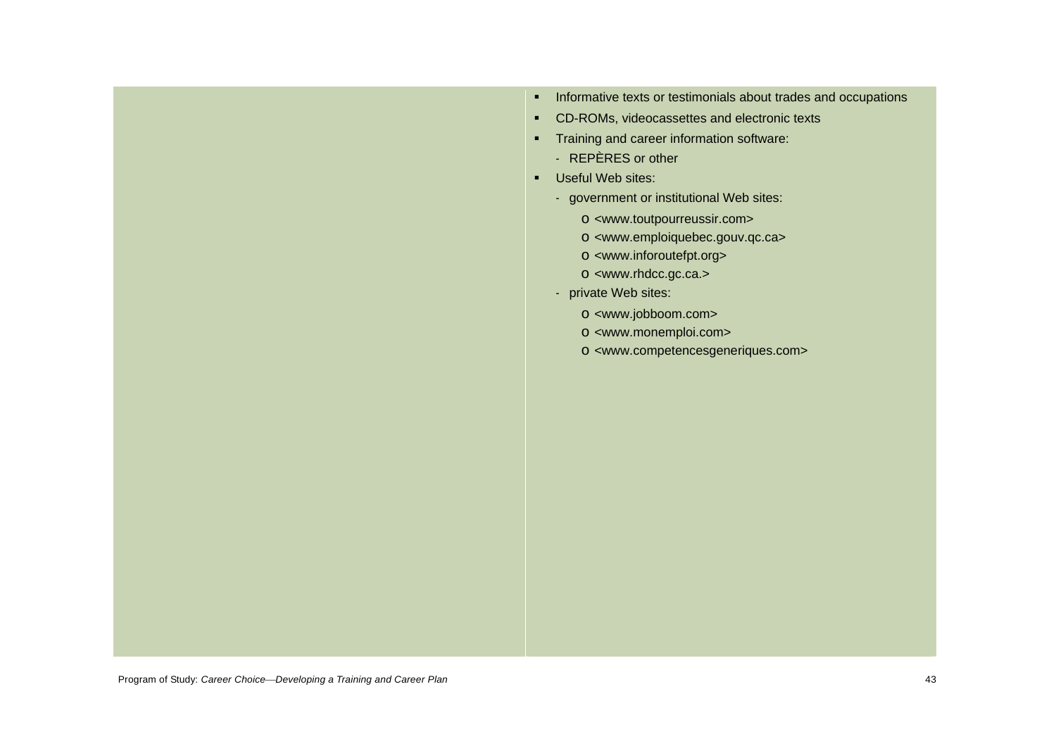- Informative texts or testimonials about trades and occupations
- CD-ROMs, videocassettes and electronic texts
- Training and career information software:
  - REPÈRES or other
- Useful Web sites:
  - government or institutional Web sites:
    - <www.toutpourreussir.com>
    - <www.emploiquebec.gouv.qc.ca>
    - <www.inforoutefpt.org>
    - <www.rhdcc.gc.ca.>
  - private Web sites:
    - <www.jobboom.com>
    - <www.monemploi.com>
    - <www.competencesgeneriques.com>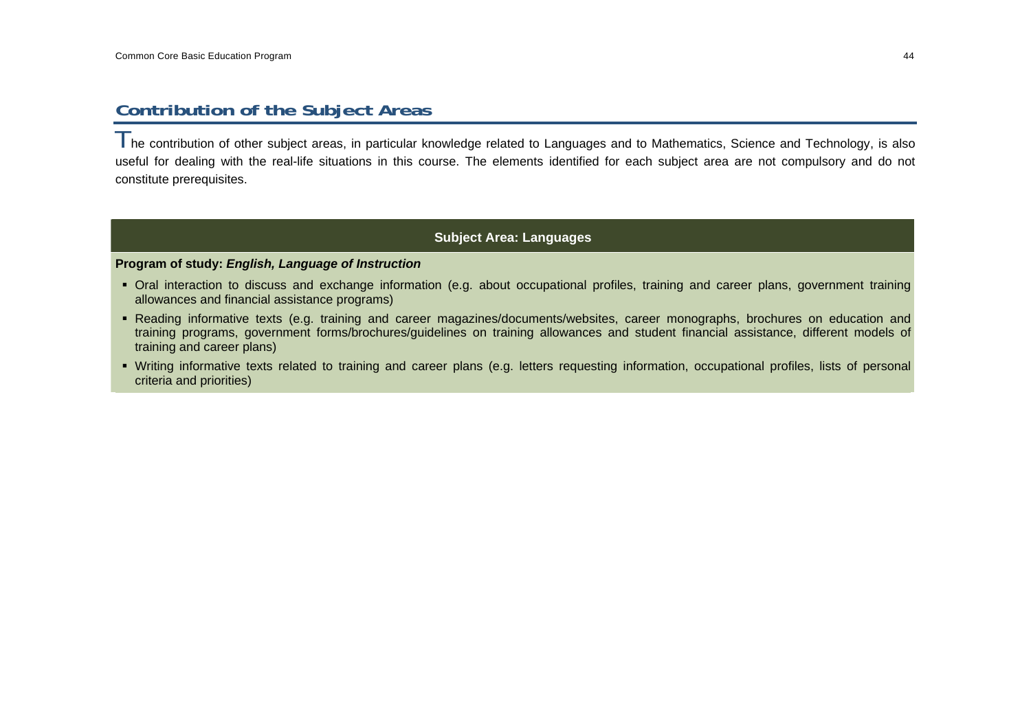## Contribution of the Subject Areas

The contribution of other subject areas, in particular knowledge related to Languages and to Mathematics, Science and Technology, is also useful for dealing with the real-life situations in this course. The elements identified for each subject area are not compulsory and do not constitute prerequisites.

### Subject Area: Languages

**Program of study:** ***English, Language of Instruction***

- Oral interaction to discuss and exchange information (e.g. about occupational profiles, training and career plans, government training allowances and financial assistance programs)
- Reading informative texts (e.g. training and career magazines/documents/websites, career monographs, brochures on education and training programs, government forms/brochures/guidelines on training allowances and student financial assistance, different models of training and career plans)
- Writing informative texts related to training and career plans (e.g. letters requesting information, occupational profiles, lists of personal criteria and priorities)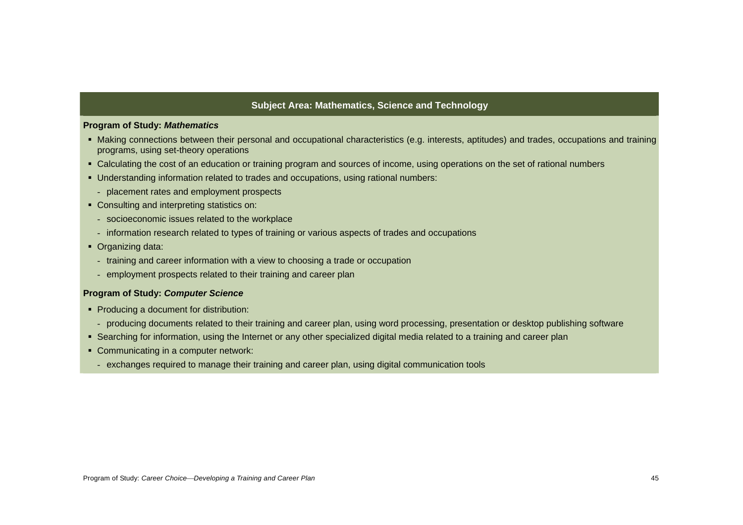## Subject Area: Mathematics, Science and Technology

**Program of Study: *Mathematics***

- Making connections between their personal and occupational characteristics (e.g. interests, aptitudes) and trades, occupations and training programs, using set-theory operations
- Calculating the cost of an education or training program and sources of income, using operations on the set of rational numbers
- Understanding information related to trades and occupations, using rational numbers:
  - placement rates and employment prospects
- Consulting and interpreting statistics on:
  - socioeconomic issues related to the workplace
  - information research related to types of training or various aspects of trades and occupations
- Organizing data:
  - training and career information with a view to choosing a trade or occupation
  - employment prospects related to their training and career plan

**Program of Study: *Computer Science***

- Producing a document for distribution:
  - producing documents related to their training and career plan, using word processing, presentation or desktop publishing software
- Searching for information, using the Internet or any other specialized digital media related to a training and career plan
- Communicating in a computer network:
  - exchanges required to manage their training and career plan, using digital communication tools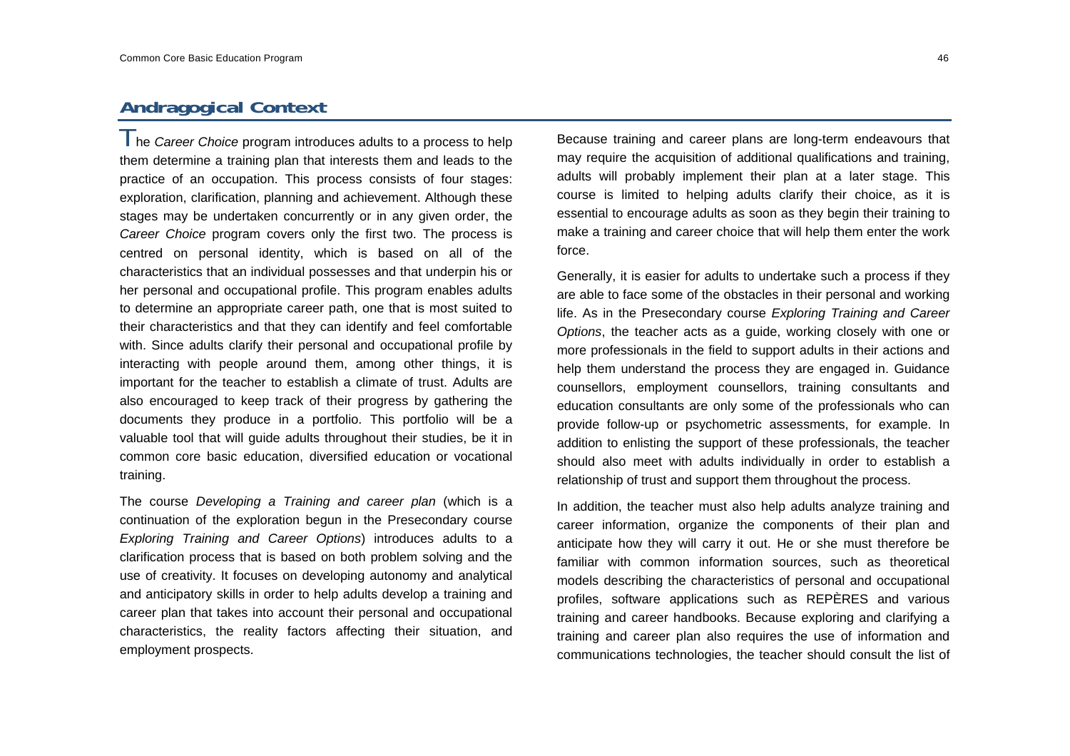## Andragogical Context

The *Career Choice* program introduces adults to a process to help them determine a training plan that interests them and leads to the practice of an occupation. This process consists of four stages: exploration, clarification, planning and achievement. Although these stages may be undertaken concurrently or in any given order, the *Career Choice* program covers only the first two. The process is centred on personal identity, which is based on all of the characteristics that an individual possesses and that underpin his or her personal and occupational profile. This program enables adults to determine an appropriate career path, one that is most suited to their characteristics and that they can identify and feel comfortable with. Since adults clarify their personal and occupational profile by interacting with people around them, among other things, it is important for the teacher to establish a climate of trust. Adults are also encouraged to keep track of their progress by gathering the documents they produce in a portfolio. This portfolio will be a valuable tool that will guide adults throughout their studies, be it in common core basic education, diversified education or vocational training.

The course *Developing a Training and career plan* (which is a continuation of the exploration begun in the Presecondary course *Exploring Training and Career Options*) introduces adults to a clarification process that is based on both problem solving and the use of creativity. It focuses on developing autonomy and analytical and anticipatory skills in order to help adults develop a training and career plan that takes into account their personal and occupational characteristics, the reality factors affecting their situation, and employment prospects.

Because training and career plans are long-term endeavours that may require the acquisition of additional qualifications and training, adults will probably implement their plan at a later stage. This course is limited to helping adults clarify their choice, as it is essential to encourage adults as soon as they begin their training to make a training and career choice that will help them enter the work force.

Generally, it is easier for adults to undertake such a process if they are able to face some of the obstacles in their personal and working life. As in the Presecondary course *Exploring Training and Career Options*, the teacher acts as a guide, working closely with one or more professionals in the field to support adults in their actions and help them understand the process they are engaged in. Guidance counsellors, employment counsellors, training consultants and education consultants are only some of the professionals who can provide follow-up or psychometric assessments, for example. In addition to enlisting the support of these professionals, the teacher should also meet with adults individually in order to establish a relationship of trust and support them throughout the process.

In addition, the teacher must also help adults analyze training and career information, organize the components of their plan and anticipate how they will carry it out. He or she must therefore be familiar with common information sources, such as theoretical models describing the characteristics of personal and occupational profiles, software applications such as REPÈRES and various training and career handbooks. Because exploring and clarifying a training and career plan also requires the use of information and communications technologies, the teacher should consult the list of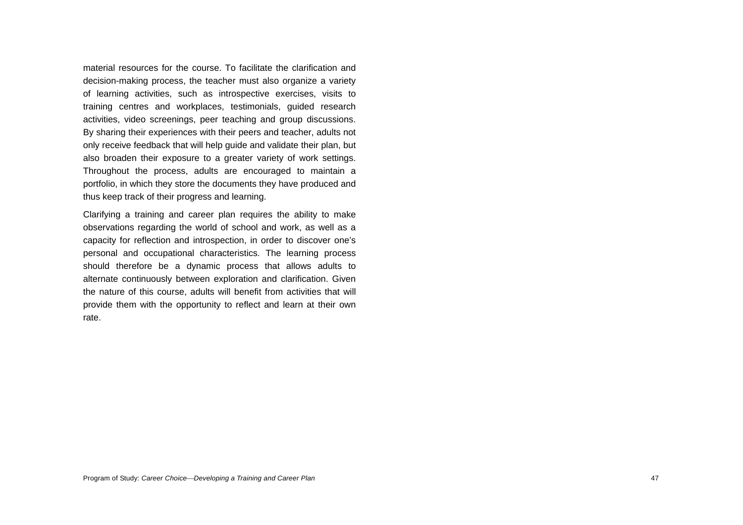material resources for the course. To facilitate the clarification and decision-making process, the teacher must also organize a variety of learning activities, such as introspective exercises, visits to training centres and workplaces, testimonials, guided research activities, video screenings, peer teaching and group discussions. By sharing their experiences with their peers and teacher, adults not only receive feedback that will help guide and validate their plan, but also broaden their exposure to a greater variety of work settings. Throughout the process, adults are encouraged to maintain a portfolio, in which they store the documents they have produced and thus keep track of their progress and learning.

Clarifying a training and career plan requires the ability to make observations regarding the world of school and work, as well as a capacity for reflection and introspection, in order to discover one's personal and occupational characteristics. The learning process should therefore be a dynamic process that allows adults to alternate continuously between exploration and clarification. Given the nature of this course, adults will benefit from activities that will provide them with the opportunity to reflect and learn at their own rate.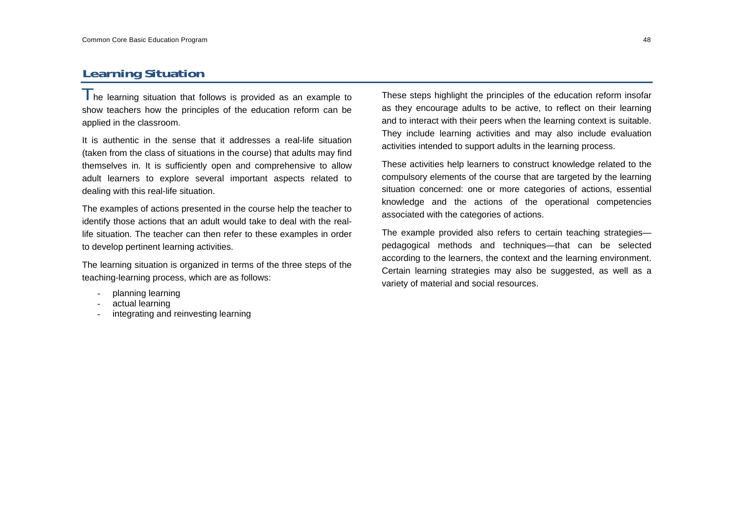## Learning Situation

The learning situation that follows is provided as an example to show teachers how the principles of the education reform can be applied in the classroom.

It is authentic in the sense that it addresses a real-life situation (taken from the class of situations in the course) that adults may find themselves in. It is sufficiently open and comprehensive to allow adult learners to explore several important aspects related to dealing with this real-life situation.

The examples of actions presented in the course help the teacher to identify those actions that an adult would take to deal with the real-life situation. The teacher can then refer to these examples in order to develop pertinent learning activities.

The learning situation is organized in terms of the three steps of the teaching-learning process, which are as follows:

- planning learning
- actual learning
- integrating and reinvesting learning

These steps highlight the principles of the education reform insofar as they encourage adults to be active, to reflect on their learning and to interact with their peers when the learning context is suitable. They include learning activities and may also include evaluation activities intended to support adults in the learning process.

These activities help learners to construct knowledge related to the compulsory elements of the course that are targeted by the learning situation concerned: one or more categories of actions, essential knowledge and the actions of the operational competencies associated with the categories of actions.

The example provided also refers to certain teaching strategies—pedagogical methods and techniques—that can be selected according to the learners, the context and the learning environment. Certain learning strategies may also be suggested, as well as a variety of material and social resources.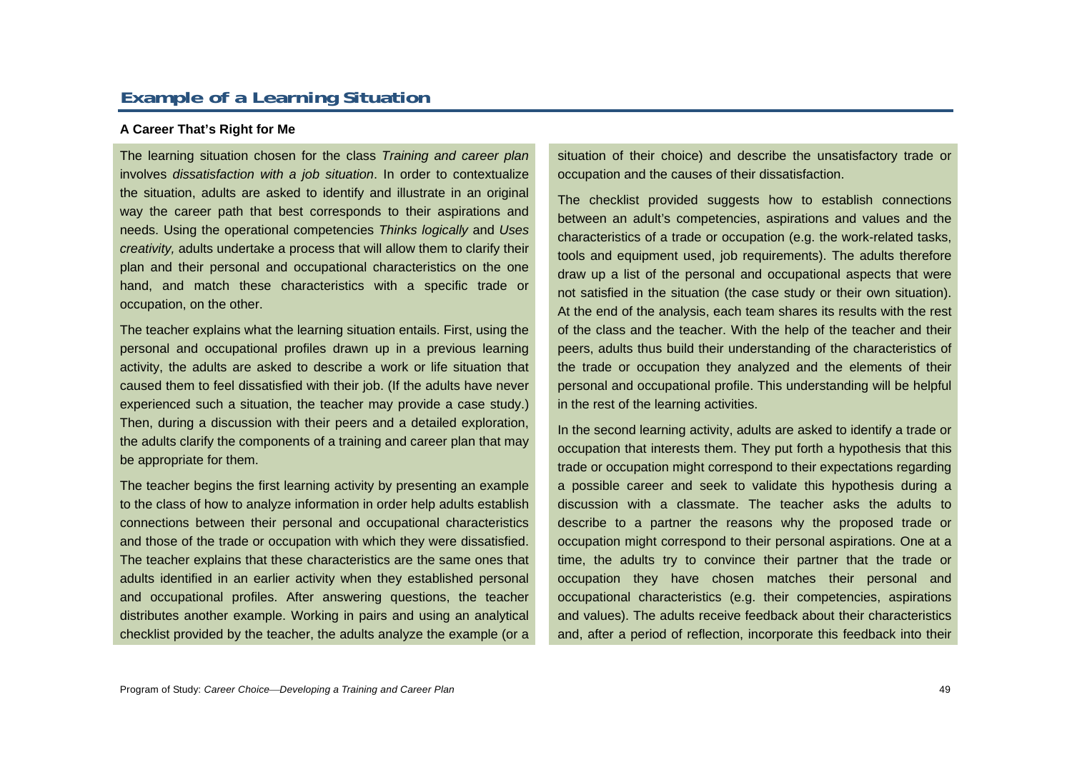## Example of a Learning Situation

### A Career That's Right for Me

The learning situation chosen for the class *Training and career plan* involves *dissatisfaction with a job situation*. In order to contextualize the situation, adults are asked to identify and illustrate in an original way the career path that best corresponds to their aspirations and needs. Using the operational competencies *Thinks logically* and *Uses creativity,* adults undertake a process that will allow them to clarify their plan and their personal and occupational characteristics on the one hand, and match these characteristics with a specific trade or occupation, on the other.

The teacher explains what the learning situation entails. First, using the personal and occupational profiles drawn up in a previous learning activity, the adults are asked to describe a work or life situation that caused them to feel dissatisfied with their job. (If the adults have never experienced such a situation, the teacher may provide a case study.) Then, during a discussion with their peers and a detailed exploration, the adults clarify the components of a training and career plan that may be appropriate for them.

The teacher begins the first learning activity by presenting an example to the class of how to analyze information in order help adults establish connections between their personal and occupational characteristics and those of the trade or occupation with which they were dissatisfied. The teacher explains that these characteristics are the same ones that adults identified in an earlier activity when they established personal and occupational profiles. After answering questions, the teacher distributes another example. Working in pairs and using an analytical checklist provided by the teacher, the adults analyze the example (or a situation of their choice) and describe the unsatisfactory trade or occupation and the causes of their dissatisfaction.

The checklist provided suggests how to establish connections between an adult's competencies, aspirations and values and the characteristics of a trade or occupation (e.g. the work-related tasks, tools and equipment used, job requirements). The adults therefore draw up a list of the personal and occupational aspects that were not satisfied in the situation (the case study or their own situation). At the end of the analysis, each team shares its results with the rest of the class and the teacher. With the help of the teacher and their peers, adults thus build their understanding of the characteristics of the trade or occupation they analyzed and the elements of their personal and occupational profile. This understanding will be helpful in the rest of the learning activities.

In the second learning activity, adults are asked to identify a trade or occupation that interests them. They put forth a hypothesis that this trade or occupation might correspond to their expectations regarding a possible career and seek to validate this hypothesis during a discussion with a classmate. The teacher asks the adults to describe to a partner the reasons why the proposed trade or occupation might correspond to their personal aspirations. One at a time, the adults try to convince their partner that the trade or occupation they have chosen matches their personal and occupational characteristics (e.g. their competencies, aspirations and values). The adults receive feedback about their characteristics and, after a period of reflection, incorporate this feedback into their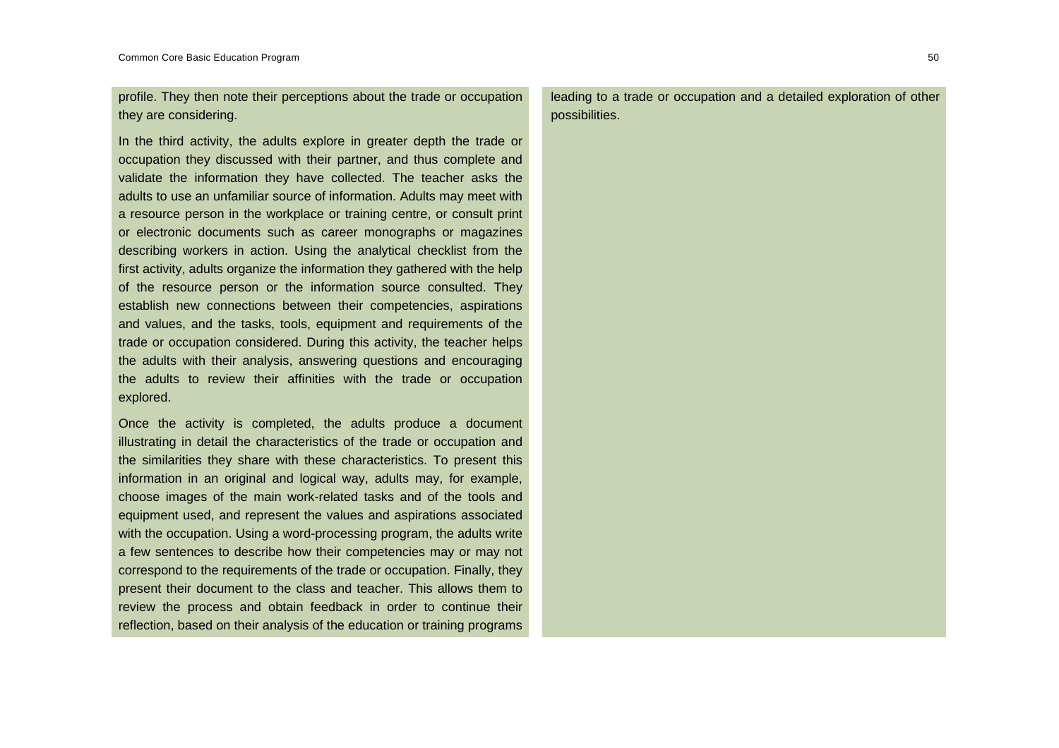profile. They then note their perceptions about the trade or occupation they are considering.

In the third activity, the adults explore in greater depth the trade or occupation they discussed with their partner, and thus complete and validate the information they have collected. The teacher asks the adults to use an unfamiliar source of information. Adults may meet with a resource person in the workplace or training centre, or consult print or electronic documents such as career monographs or magazines describing workers in action. Using the analytical checklist from the first activity, adults organize the information they gathered with the help of the resource person or the information source consulted. They establish new connections between their competencies, aspirations and values, and the tasks, tools, equipment and requirements of the trade or occupation considered. During this activity, the teacher helps the adults with their analysis, answering questions and encouraging the adults to review their affinities with the trade or occupation explored.

Once the activity is completed, the adults produce a document illustrating in detail the characteristics of the trade or occupation and the similarities they share with these characteristics. To present this information in an original and logical way, adults may, for example, choose images of the main work-related tasks and of the tools and equipment used, and represent the values and aspirations associated with the occupation. Using a word-processing program, the adults write a few sentences to describe how their competencies may or may not correspond to the requirements of the trade or occupation. Finally, they present their document to the class and teacher. This allows them to review the process and obtain feedback in order to continue their reflection, based on their analysis of the education or training programs leading to a trade or occupation and a detailed exploration of other possibilities.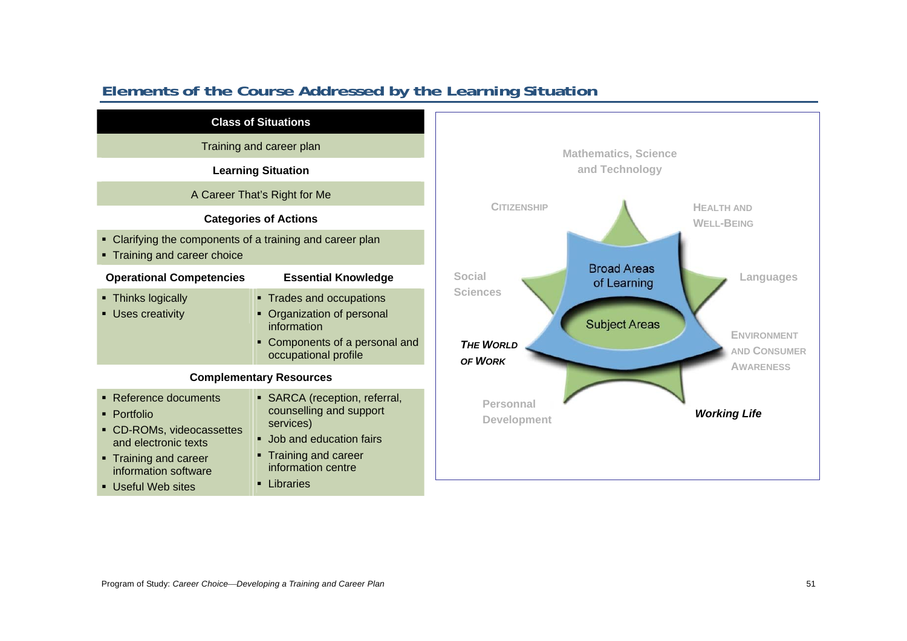## Elements of the Course Addressed by the Learning Situation

**Class of Situations**

Training and career plan

**Learning Situation**

A Career That's Right for Me

**Categories of Actions**

- Clarifying the components of a training and career plan
- Training and career choice

| Operational Competencies | Essential Knowledge |
| --- | --- |
| ▪ Thinks logically<br>▪ Uses creativity | ▪ Trades and occupations<br>▪ Organization of personal information<br>▪ Components of a personal and occupational profile |

**Complementary Resources**

| | |
| --- | --- |
| ▪ Reference documents<br>▪ Portfolio<br>▪ CD-ROMs, videocassettes and electronic texts<br>▪ Training and career information software<br>▪ Useful Web sites | ▪ SARCA (reception, referral, counselling and support services)<br>▪ Job and education fairs<br>▪ Training and career information centre<br>▪ Libraries |

Mathematics, Science and Technology

CITIZENSHIP

HEALTH AND WELL-BEING

Social Sciences

Broad Areas of Learning

Languages

Subject Areas

*THE WORLD OF WORK*

ENVIRONMENT AND CONSUMER AWARENESS

Personnal Development

***Working Life***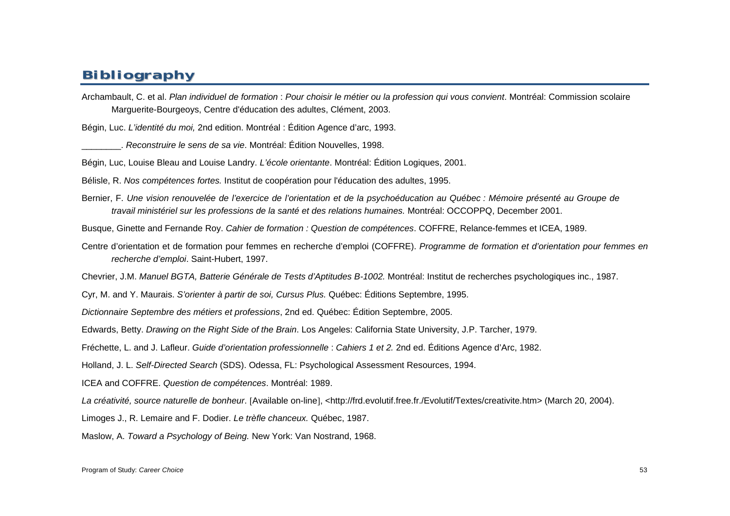# Bibliography

Archambault, C. et al. *Plan individuel de formation* : *Pour choisir le métier ou la profession qui vous convient*. Montréal: Commission scolaire Marguerite-Bourgeoys, Centre d'éducation des adultes, Clément, 2003.

Bégin, Luc. *L'identité du moi,* 2nd edition. Montréal : Édition Agence d'arc, 1993.

________. *Reconstruire le sens de sa vie*. Montréal: Édition Nouvelles, 1998.

Bégin, Luc, Louise Bleau and Louise Landry. *L'école orientante*. Montréal: Édition Logiques, 2001.

Bélisle, R. *Nos compétences fortes.* Institut de coopération pour l'éducation des adultes, 1995.

Bernier, F. *Une vision renouvelée de l'exercice de l'orientation et de la psychoéducation au Québec : Mémoire présenté au Groupe de travail ministériel sur les professions de la santé et des relations humaines.* Montréal: OCCOPPQ, December 2001.

Busque, Ginette and Fernande Roy. *Cahier de formation : Question de compétences*. COFFRE, Relance-femmes et ICEA, 1989.

Centre d'orientation et de formation pour femmes en recherche d'emploi (COFFRE). *Programme de formation et d'orientation pour femmes en recherche d'emploi*. Saint-Hubert, 1997.

Chevrier, J.M. *Manuel BGTA, Batterie Générale de Tests d'Aptitudes B-1002.* Montréal: Institut de recherches psychologiques inc., 1987.

Cyr, M. and Y. Maurais. *S'orienter à partir de soi, Cursus Plus.* Québec: Éditions Septembre, 1995.

*Dictionnaire Septembre des métiers et professions*, 2nd ed. Québec: Édition Septembre, 2005.

Edwards, Betty. *Drawing on the Right Side of the Brain*. Los Angeles: California State University, J.P. Tarcher, 1979.

Fréchette, L. and J. Lafleur. *Guide d'orientation professionnelle* : *Cahiers 1 et 2.* 2nd ed. Éditions Agence d'Arc, 1982.

Holland, J. L. *Self-Directed Search* (SDS). Odessa, FL: Psychological Assessment Resources, 1994.

ICEA and COFFRE. *Question de compétences*. Montréal: 1989.

*La créativité, source naturelle de bonheur*. [Available on-line], <http://frd.evolutif.free.fr./Evolutif/Textes/creativite.htm> (March 20, 2004).

Limoges J., R. Lemaire and F. Dodier. *Le trèfle chanceux.* Québec, 1987.

Maslow, A. *Toward a Psychology of Being.* New York: Van Nostrand, 1968.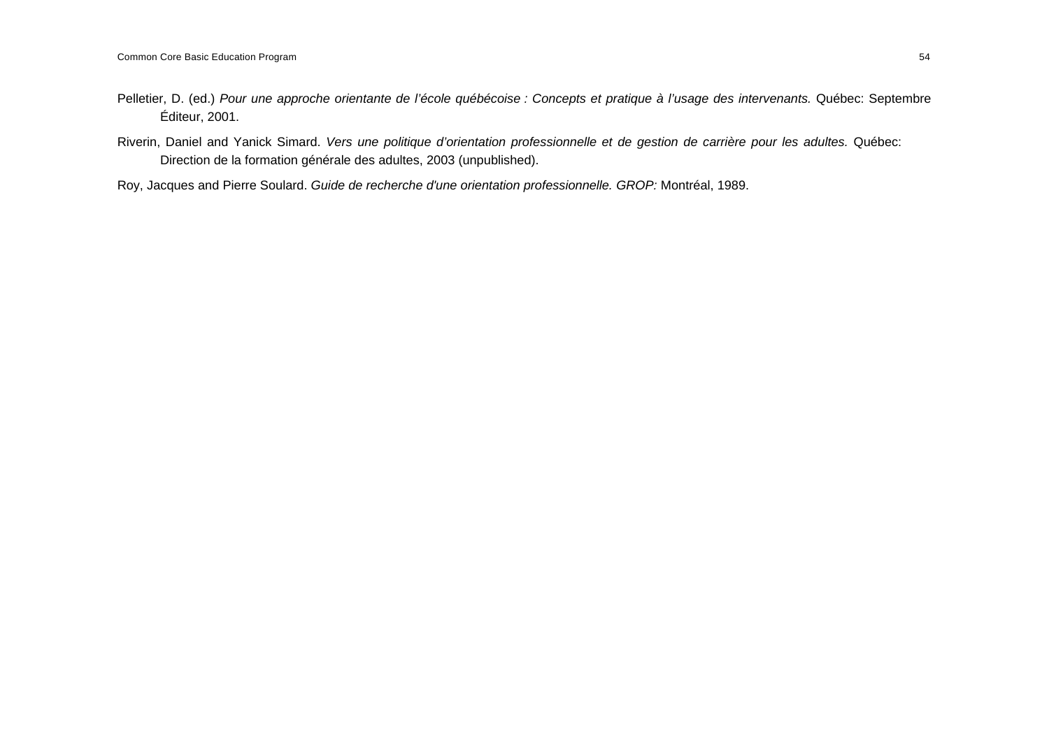Pelletier, D. (ed.) *Pour une approche orientante de l'école québécoise : Concepts et pratique à l'usage des intervenants.* Québec: Septembre Éditeur, 2001.

Riverin, Daniel and Yanick Simard. *Vers une politique d'orientation professionnelle et de gestion de carrière pour les adultes.* Québec: Direction de la formation générale des adultes, 2003 (unpublished).

Roy, Jacques and Pierre Soulard. *Guide de recherche d'une orientation professionnelle. GROP:* Montréal, 1989.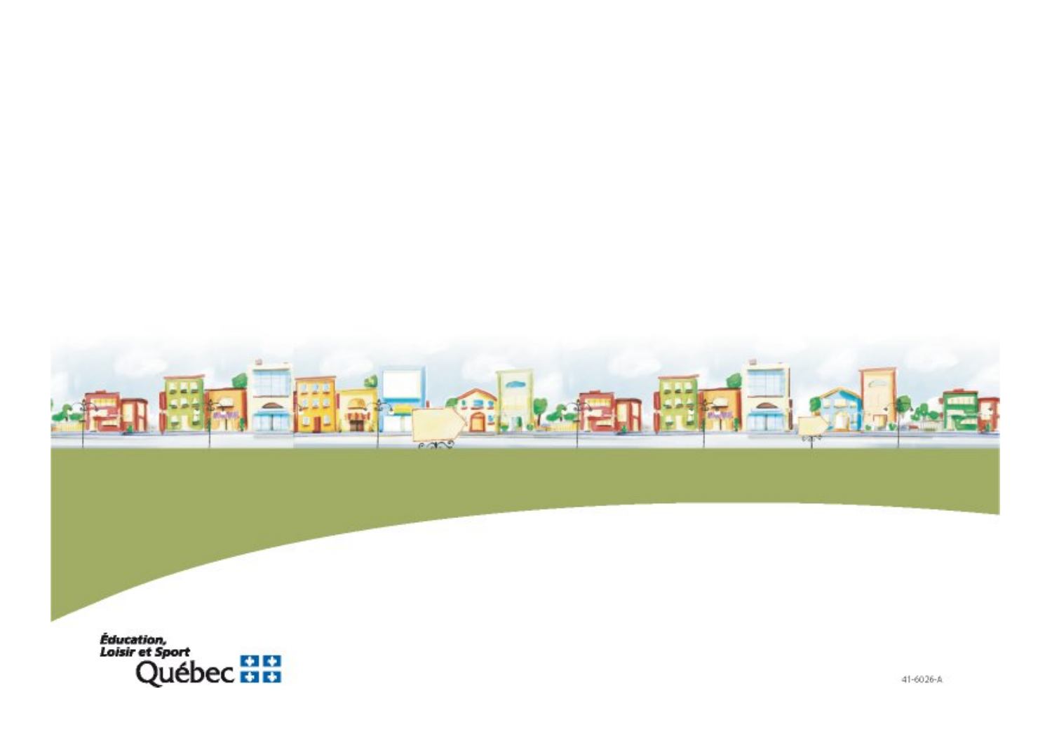Éducation,
Loisir et Sport
Québec

41-6026-A